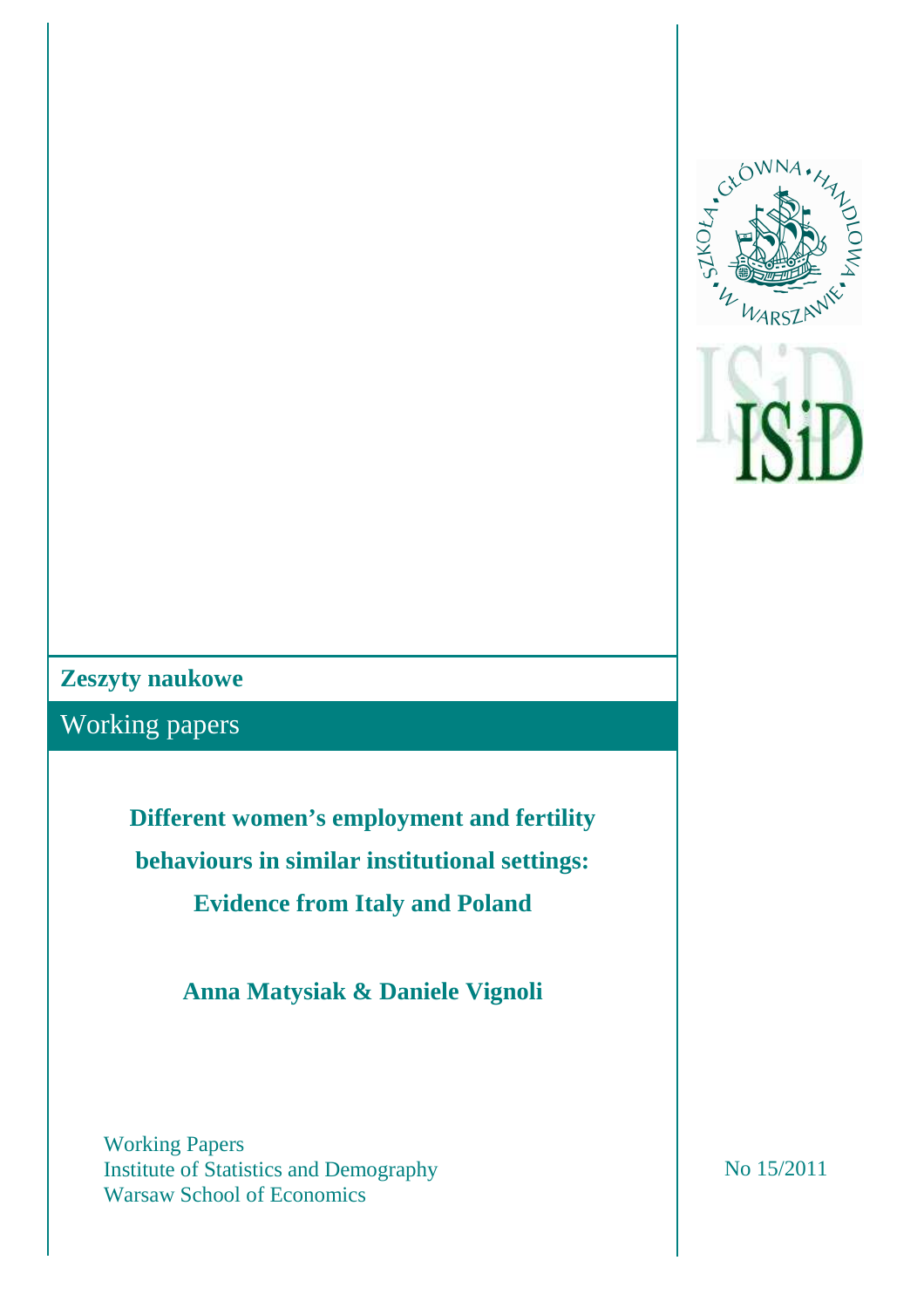**Zeszyty naukowe**

Working papers

# Different women's employment and fertility behaviours in similar institutional settings: Evidence from Italy and Poland

**Anna Matysiak & Daniele Vignoli**

Working Papers
Institute of Statistics and Demography
Warsaw School of Economics

No 15/2011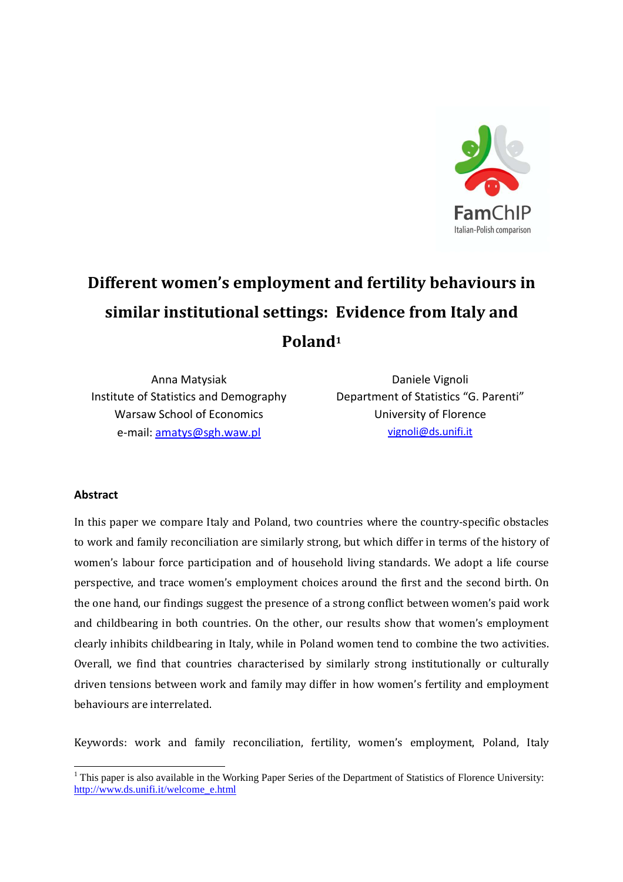FamChIP
Italian-Polish comparison

# Different women's employment and fertility behaviours in similar institutional settings: Evidence from Italy and Poland[1]

Anna Matysiak
Institute of Statistics and Demography
Warsaw School of Economics
e-mail: amatys@sgh.waw.pl

Daniele Vignoli
Department of Statistics "G. Parenti"
University of Florence
vignoli@ds.unifi.it

**Abstract**

In this paper we compare Italy and Poland, two countries where the country-specific obstacles to work and family reconciliation are similarly strong, but which differ in terms of the history of women's labour force participation and of household living standards. We adopt a life course perspective, and trace women's employment choices around the first and the second birth. On the one hand, our findings suggest the presence of a strong conflict between women's paid work and childbearing in both countries. On the other, our results show that women's employment clearly inhibits childbearing in Italy, while in Poland women tend to combine the two activities. Overall, we find that countries characterised by similarly strong institutionally or culturally driven tensions between work and family may differ in how women's fertility and employment behaviours are interrelated.

Keywords: work and family reconciliation, fertility, women's employment, Poland, Italy

[1] This paper is also available in the Working Paper Series of the Department of Statistics of Florence University: http://www.ds.unifi.it/welcome_e.html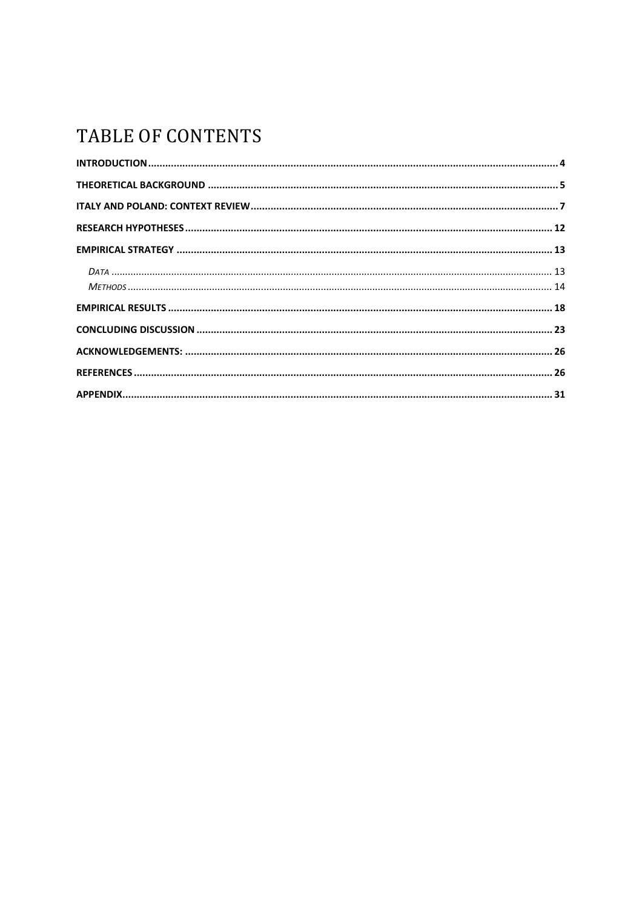# TABLE OF CONTENTS

**INTRODUCTION** .......... 4

**THEORETICAL BACKGROUND** .......... 5

**ITALY AND POLAND: CONTEXT REVIEW** .......... 7

**RESEARCH HYPOTHESES** .......... 12

**EMPIRICAL STRATEGY** .......... 13

*DATA* .......... 13

*METHODS* .......... 14

**EMPIRICAL RESULTS** .......... 18

**CONCLUDING DISCUSSION** .......... 23

**ACKNOWLEDGEMENTS:** .......... 26

**REFERENCES** .......... 26

**APPENDIX** .......... 31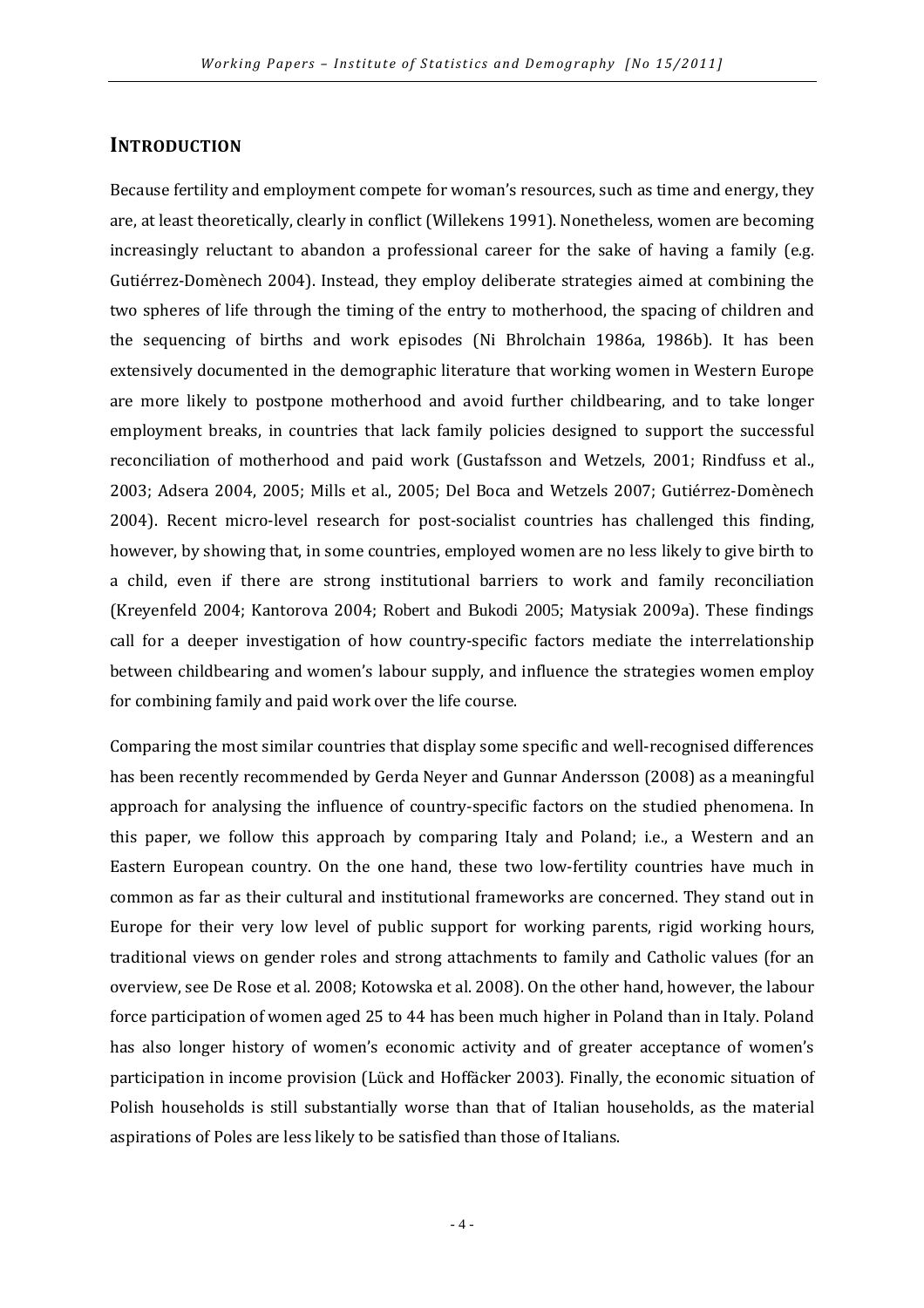## INTRODUCTION

Because fertility and employment compete for woman's resources, such as time and energy, they are, at least theoretically, clearly in conflict (Willekens 1991). Nonetheless, women are becoming increasingly reluctant to abandon a professional career for the sake of having a family (e.g. Gutiérrez-Domènech 2004). Instead, they employ deliberate strategies aimed at combining the two spheres of life through the timing of the entry to motherhood, the spacing of children and the sequencing of births and work episodes (Ni Bhrolchain 1986a, 1986b). It has been extensively documented in the demographic literature that working women in Western Europe are more likely to postpone motherhood and avoid further childbearing, and to take longer employment breaks, in countries that lack family policies designed to support the successful reconciliation of motherhood and paid work (Gustafsson and Wetzels, 2001; Rindfuss et al., 2003; Adsera 2004, 2005; Mills et al., 2005; Del Boca and Wetzels 2007; Gutiérrez-Domènech 2004). Recent micro-level research for post-socialist countries has challenged this finding, however, by showing that, in some countries, employed women are no less likely to give birth to a child, even if there are strong institutional barriers to work and family reconciliation (Kreyenfeld 2004; Kantorova 2004; Robert and Bukodi 2005; Matysiak 2009a). These findings call for a deeper investigation of how country-specific factors mediate the interrelationship between childbearing and women's labour supply, and influence the strategies women employ for combining family and paid work over the life course.

Comparing the most similar countries that display some specific and well-recognised differences has been recently recommended by Gerda Neyer and Gunnar Andersson (2008) as a meaningful approach for analysing the influence of country-specific factors on the studied phenomena. In this paper, we follow this approach by comparing Italy and Poland; i.e., a Western and an Eastern European country. On the one hand, these two low-fertility countries have much in common as far as their cultural and institutional frameworks are concerned. They stand out in Europe for their very low level of public support for working parents, rigid working hours, traditional views on gender roles and strong attachments to family and Catholic values (for an overview, see De Rose et al. 2008; Kotowska et al. 2008). On the other hand, however, the labour force participation of women aged 25 to 44 has been much higher in Poland than in Italy. Poland has also longer history of women's economic activity and of greater acceptance of women's participation in income provision (Lück and Hoffäcker 2003). Finally, the economic situation of Polish households is still substantially worse than that of Italian households, as the material aspirations of Poles are less likely to be satisfied than those of Italians.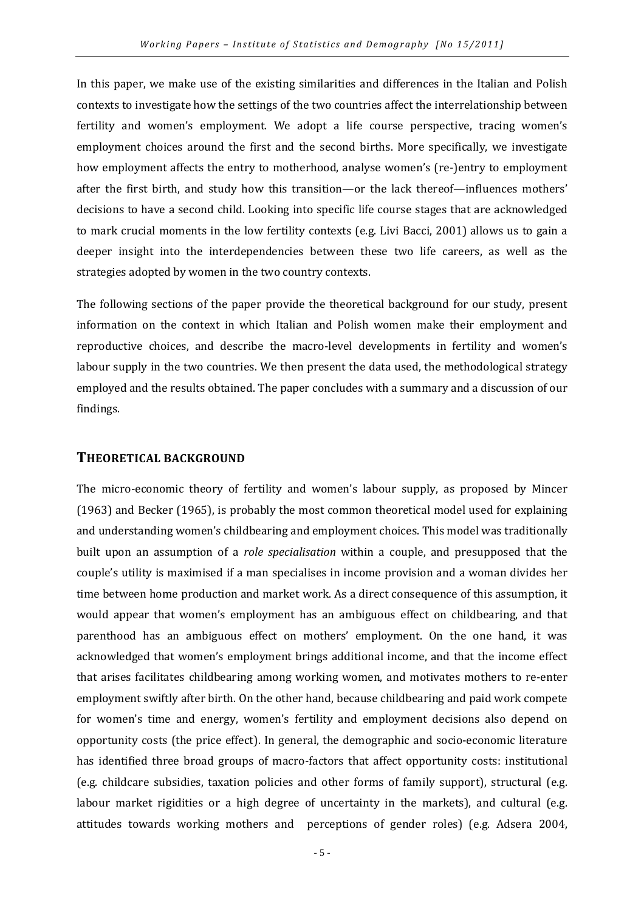In this paper, we make use of the existing similarities and differences in the Italian and Polish contexts to investigate how the settings of the two countries affect the interrelationship between fertility and women's employment. We adopt a life course perspective, tracing women's employment choices around the first and the second births. More specifically, we investigate how employment affects the entry to motherhood, analyse women's (re-)entry to employment after the first birth, and study how this transition—or the lack thereof—influences mothers' decisions to have a second child. Looking into specific life course stages that are acknowledged to mark crucial moments in the low fertility contexts (e.g. Livi Bacci, 2001) allows us to gain a deeper insight into the interdependencies between these two life careers, as well as the strategies adopted by women in the two country contexts.

The following sections of the paper provide the theoretical background for our study, present information on the context in which Italian and Polish women make their employment and reproductive choices, and describe the macro-level developments in fertility and women's labour supply in the two countries. We then present the data used, the methodological strategy employed and the results obtained. The paper concludes with a summary and a discussion of our findings.

## THEORETICAL BACKGROUND

The micro-economic theory of fertility and women's labour supply, as proposed by Mincer (1963) and Becker (1965), is probably the most common theoretical model used for explaining and understanding women's childbearing and employment choices. This model was traditionally built upon an assumption of a *role specialisation* within a couple, and presupposed that the couple's utility is maximised if a man specialises in income provision and a woman divides her time between home production and market work. As a direct consequence of this assumption, it would appear that women's employment has an ambiguous effect on childbearing, and that parenthood has an ambiguous effect on mothers' employment. On the one hand, it was acknowledged that women's employment brings additional income, and that the income effect that arises facilitates childbearing among working women, and motivates mothers to re-enter employment swiftly after birth. On the other hand, because childbearing and paid work compete for women's time and energy, women's fertility and employment decisions also depend on opportunity costs (the price effect). In general, the demographic and socio-economic literature has identified three broad groups of macro-factors that affect opportunity costs: institutional (e.g. childcare subsidies, taxation policies and other forms of family support), structural (e.g. labour market rigidities or a high degree of uncertainty in the markets), and cultural (e.g. attitudes towards working mothers and perceptions of gender roles) (e.g. Adsera 2004,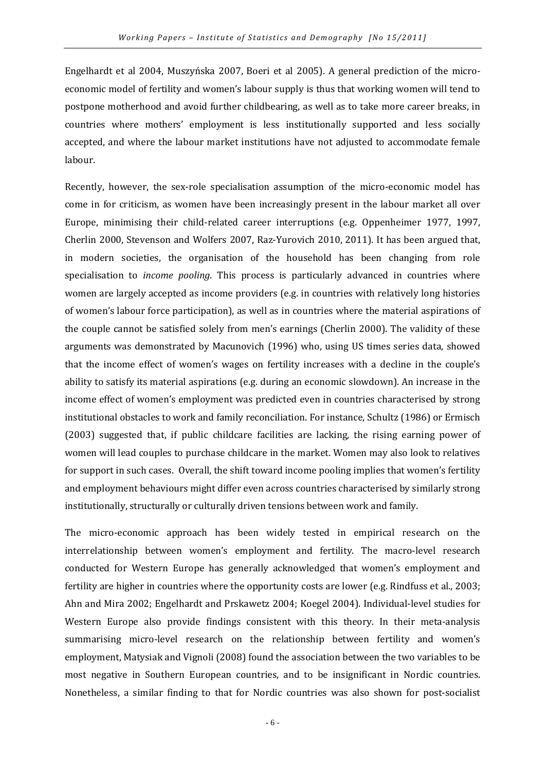Engelhardt et al 2004, Muszyńska 2007, Boeri et al 2005). A general prediction of the micro-economic model of fertility and women's labour supply is thus that working women will tend to postpone motherhood and avoid further childbearing, as well as to take more career breaks, in countries where mothers' employment is less institutionally supported and less socially accepted, and where the labour market institutions have not adjusted to accommodate female labour.

Recently, however, the sex-role specialisation assumption of the micro-economic model has come in for criticism, as women have been increasingly present in the labour market all over Europe, minimising their child-related career interruptions (e.g. Oppenheimer 1977, 1997, Cherlin 2000, Stevenson and Wolfers 2007, Raz-Yurovich 2010, 2011). It has been argued that, in modern societies, the organisation of the household has been changing from role specialisation to *income pooling*. This process is particularly advanced in countries where women are largely accepted as income providers (e.g. in countries with relatively long histories of women's labour force participation), as well as in countries where the material aspirations of the couple cannot be satisfied solely from men's earnings (Cherlin 2000). The validity of these arguments was demonstrated by Macunovich (1996) who, using US times series data, showed that the income effect of women's wages on fertility increases with a decline in the couple's ability to satisfy its material aspirations (e.g. during an economic slowdown). An increase in the income effect of women's employment was predicted even in countries characterised by strong institutional obstacles to work and family reconciliation. For instance, Schultz (1986) or Ermisch (2003) suggested that, if public childcare facilities are lacking, the rising earning power of women will lead couples to purchase childcare in the market. Women may also look to relatives for support in such cases. Overall, the shift toward income pooling implies that women's fertility and employment behaviours might differ even across countries characterised by similarly strong institutionally, structurally or culturally driven tensions between work and family.

The micro-economic approach has been widely tested in empirical research on the interrelationship between women's employment and fertility. The macro-level research conducted for Western Europe has generally acknowledged that women's employment and fertility are higher in countries where the opportunity costs are lower (e.g. Rindfuss et al., 2003; Ahn and Mira 2002; Engelhardt and Prskawetz 2004; Koegel 2004). Individual-level studies for Western Europe also provide findings consistent with this theory. In their meta-analysis summarising micro-level research on the relationship between fertility and women's employment, Matysiak and Vignoli (2008) found the association between the two variables to be most negative in Southern European countries, and to be insignificant in Nordic countries. Nonetheless, a similar finding to that for Nordic countries was also shown for post-socialist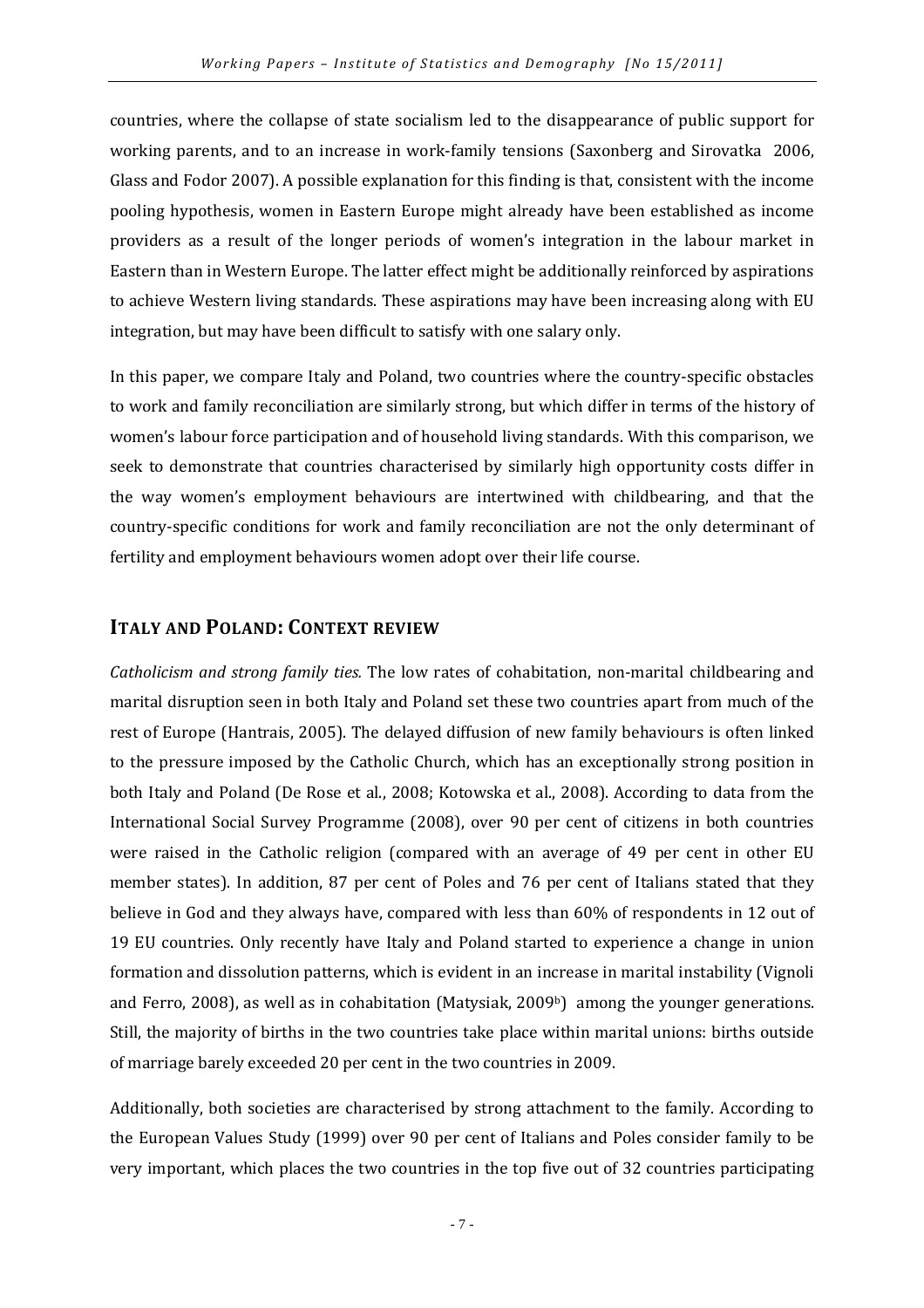countries, where the collapse of state socialism led to the disappearance of public support for working parents, and to an increase in work-family tensions (Saxonberg and Sirovatka 2006, Glass and Fodor 2007). A possible explanation for this finding is that, consistent with the income pooling hypothesis, women in Eastern Europe might already have been established as income providers as a result of the longer periods of women's integration in the labour market in Eastern than in Western Europe. The latter effect might be additionally reinforced by aspirations to achieve Western living standards. These aspirations may have been increasing along with EU integration, but may have been difficult to satisfy with one salary only.

In this paper, we compare Italy and Poland, two countries where the country-specific obstacles to work and family reconciliation are similarly strong, but which differ in terms of the history of women's labour force participation and of household living standards. With this comparison, we seek to demonstrate that countries characterised by similarly high opportunity costs differ in the way women's employment behaviours are intertwined with childbearing, and that the country-specific conditions for work and family reconciliation are not the only determinant of fertility and employment behaviours women adopt over their life course.

## ITALY AND POLAND: CONTEXT REVIEW

*Catholicism and strong family ties.* The low rates of cohabitation, non-marital childbearing and marital disruption seen in both Italy and Poland set these two countries apart from much of the rest of Europe (Hantrais, 2005). The delayed diffusion of new family behaviours is often linked to the pressure imposed by the Catholic Church, which has an exceptionally strong position in both Italy and Poland (De Rose et al., 2008; Kotowska et al., 2008). According to data from the International Social Survey Programme (2008), over 90 per cent of citizens in both countries were raised in the Catholic religion (compared with an average of 49 per cent in other EU member states). In addition, 87 per cent of Poles and 76 per cent of Italians stated that they believe in God and they always have, compared with less than 60% of respondents in 12 out of 19 EU countries. Only recently have Italy and Poland started to experience a change in union formation and dissolution patterns, which is evident in an increase in marital instability (Vignoli and Ferro, 2008), as well as in cohabitation (Matysiak, 2009[b]) among the younger generations. Still, the majority of births in the two countries take place within marital unions: births outside of marriage barely exceeded 20 per cent in the two countries in 2009.

Additionally, both societies are characterised by strong attachment to the family. According to the European Values Study (1999) over 90 per cent of Italians and Poles consider family to be very important, which places the two countries in the top five out of 32 countries participating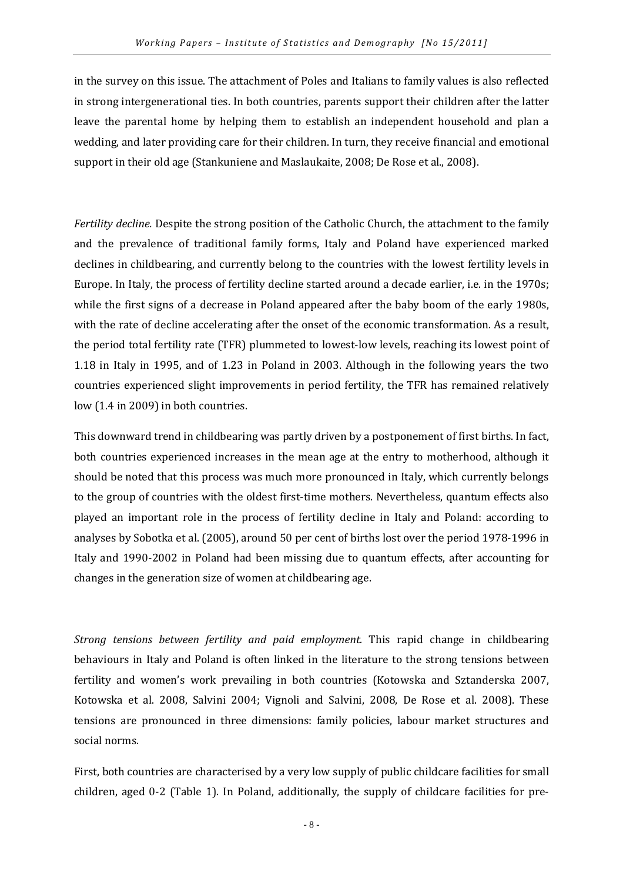in the survey on this issue. The attachment of Poles and Italians to family values is also reflected in strong intergenerational ties. In both countries, parents support their children after the latter leave the parental home by helping them to establish an independent household and plan a wedding, and later providing care for their children. In turn, they receive financial and emotional support in their old age (Stankuniene and Maslaukaite, 2008; De Rose et al., 2008).

*Fertility decline.* Despite the strong position of the Catholic Church, the attachment to the family and the prevalence of traditional family forms, Italy and Poland have experienced marked declines in childbearing, and currently belong to the countries with the lowest fertility levels in Europe. In Italy, the process of fertility decline started around a decade earlier, i.e. in the 1970s; while the first signs of a decrease in Poland appeared after the baby boom of the early 1980s, with the rate of decline accelerating after the onset of the economic transformation. As a result, the period total fertility rate (TFR) plummeted to lowest-low levels, reaching its lowest point of 1.18 in Italy in 1995, and of 1.23 in Poland in 2003. Although in the following years the two countries experienced slight improvements in period fertility, the TFR has remained relatively low (1.4 in 2009) in both countries.

This downward trend in childbearing was partly driven by a postponement of first births. In fact, both countries experienced increases in the mean age at the entry to motherhood, although it should be noted that this process was much more pronounced in Italy, which currently belongs to the group of countries with the oldest first-time mothers. Nevertheless, quantum effects also played an important role in the process of fertility decline in Italy and Poland: according to analyses by Sobotka et al. (2005), around 50 per cent of births lost over the period 1978-1996 in Italy and 1990-2002 in Poland had been missing due to quantum effects, after accounting for changes in the generation size of women at childbearing age.

*Strong tensions between fertility and paid employment.* This rapid change in childbearing behaviours in Italy and Poland is often linked in the literature to the strong tensions between fertility and women's work prevailing in both countries (Kotowska and Sztanderska 2007, Kotowska et al. 2008, Salvini 2004; Vignoli and Salvini, 2008, De Rose et al. 2008). These tensions are pronounced in three dimensions: family policies, labour market structures and social norms.

First, both countries are characterised by a very low supply of public childcare facilities for small children, aged 0-2 (Table 1). In Poland, additionally, the supply of childcare facilities for pre-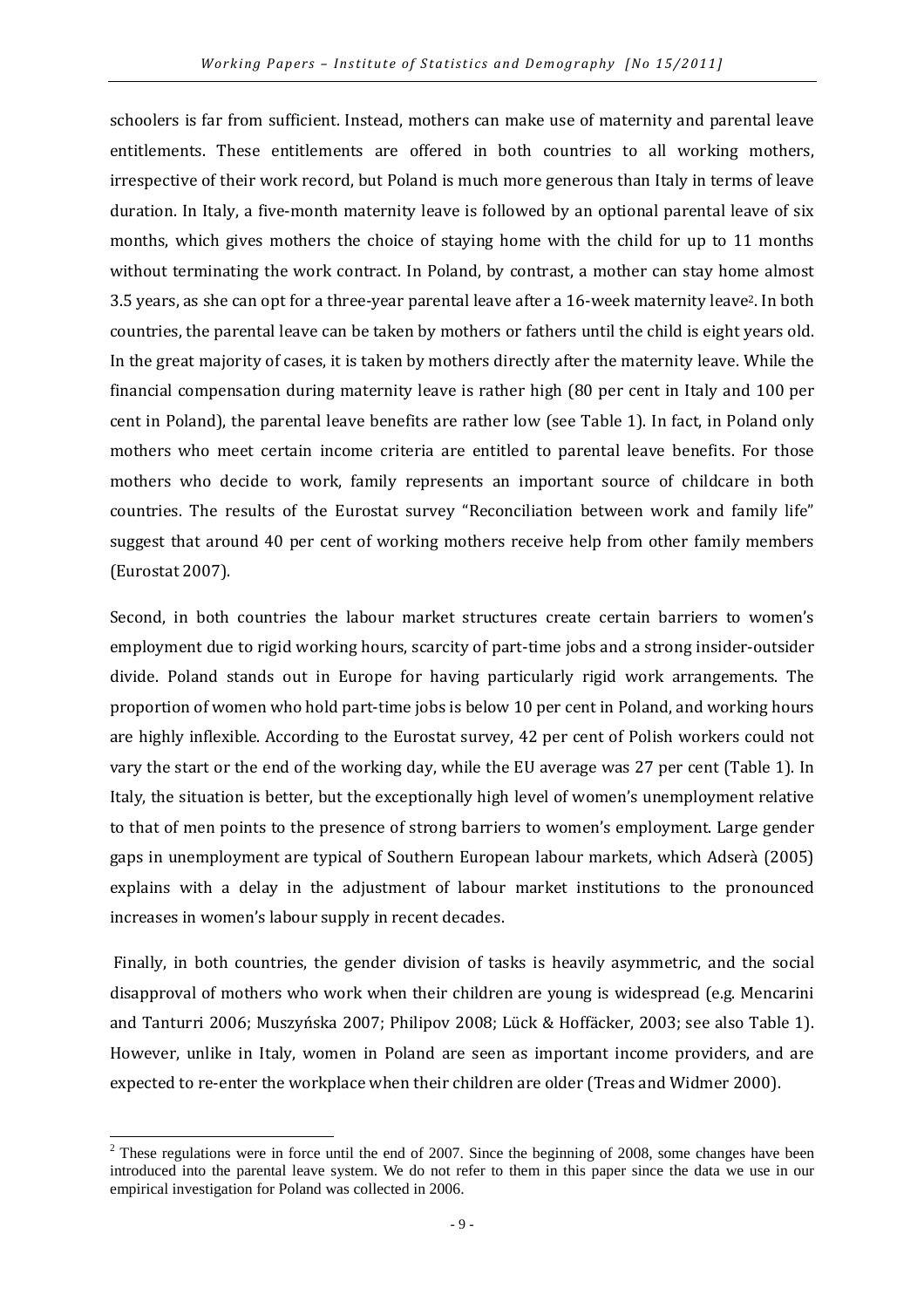schoolers is far from sufficient. Instead, mothers can make use of maternity and parental leave entitlements. These entitlements are offered in both countries to all working mothers, irrespective of their work record, but Poland is much more generous than Italy in terms of leave duration. In Italy, a five-month maternity leave is followed by an optional parental leave of six months, which gives mothers the choice of staying home with the child for up to 11 months without terminating the work contract. In Poland, by contrast, a mother can stay home almost 3.5 years, as she can opt for a three-year parental leave after a 16-week maternity leave[2]. In both countries, the parental leave can be taken by mothers or fathers until the child is eight years old. In the great majority of cases, it is taken by mothers directly after the maternity leave. While the financial compensation during maternity leave is rather high (80 per cent in Italy and 100 per cent in Poland), the parental leave benefits are rather low (see Table 1). In fact, in Poland only mothers who meet certain income criteria are entitled to parental leave benefits. For those mothers who decide to work, family represents an important source of childcare in both countries. The results of the Eurostat survey "Reconciliation between work and family life" suggest that around 40 per cent of working mothers receive help from other family members (Eurostat 2007).

Second, in both countries the labour market structures create certain barriers to women's employment due to rigid working hours, scarcity of part-time jobs and a strong insider-outsider divide. Poland stands out in Europe for having particularly rigid work arrangements. The proportion of women who hold part-time jobs is below 10 per cent in Poland, and working hours are highly inflexible. According to the Eurostat survey, 42 per cent of Polish workers could not vary the start or the end of the working day, while the EU average was 27 per cent (Table 1). In Italy, the situation is better, but the exceptionally high level of women's unemployment relative to that of men points to the presence of strong barriers to women's employment. Large gender gaps in unemployment are typical of Southern European labour markets, which Adserà (2005) explains with a delay in the adjustment of labour market institutions to the pronounced increases in women's labour supply in recent decades.

Finally, in both countries, the gender division of tasks is heavily asymmetric, and the social disapproval of mothers who work when their children are young is widespread (e.g. Mencarini and Tanturri 2006; Muszyńska 2007; Philipov 2008; Lück & Hoffäcker, 2003; see also Table 1). However, unlike in Italy, women in Poland are seen as important income providers, and are expected to re-enter the workplace when their children are older (Treas and Widmer 2000).

[2] These regulations were in force until the end of 2007. Since the beginning of 2008, some changes have been introduced into the parental leave system. We do not refer to them in this paper since the data we use in our empirical investigation for Poland was collected in 2006.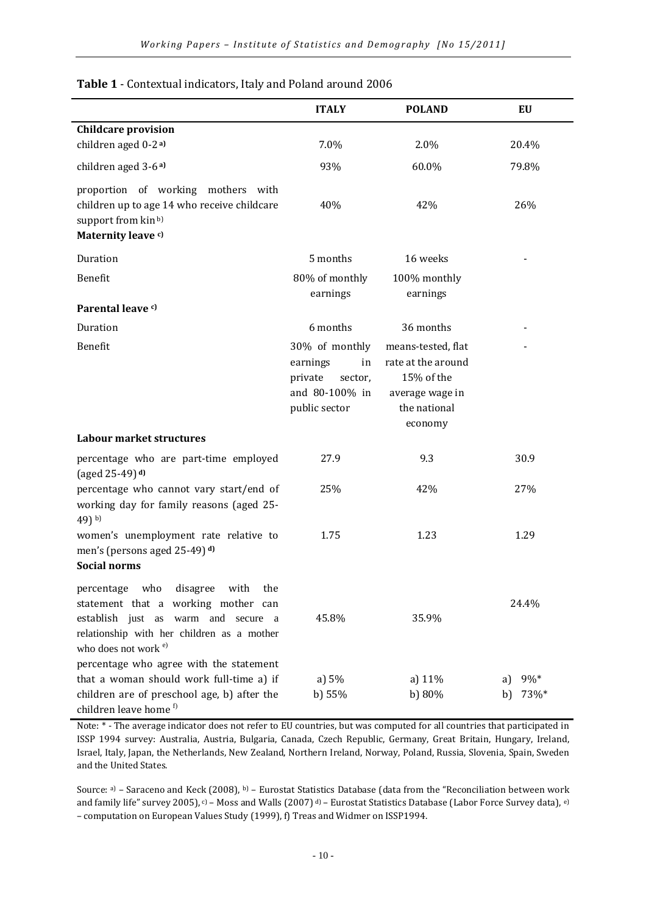**Table 1** - Contextual indicators, Italy and Poland around 2006

| | **ITALY** | **POLAND** | **EU** |
|---|---|---|---|
| **Childcare provision** | | | |
| children aged 0-2 [a] | 7.0% | 2.0% | 20.4% |
| children aged 3-6 [a] | 93% | 60.0% | 79.8% |
| proportion of working mothers with children up to age 14 who receive childcare support from kin [b] | 40% | 42% | 26% |
| **Maternity leave** [c] | | | |
| Duration | 5 months | 16 weeks | - |
| Benefit | 80% of monthly earnings | 100% monthly earnings | |
| **Parental leave** [c] | | | |
| Duration | 6 months | 36 months | - |
| Benefit | 30% of monthly earnings in private sector, and 80-100% in public sector | means-tested, flat rate at the around 15% of the average wage in the national economy | - |
| **Labour market structures** | | | |
| percentage who are part-time employed (aged 25-49) [d] | 27.9 | 9.3 | 30.9 |
| percentage who cannot vary start/end of working day for family reasons (aged 25-49) [b] | 25% | 42% | 27% |
| women's unemployment rate relative to men's (persons aged 25-49) [d] | 1.75 | 1.23 | 1.29 |
| **Social norms** | | | |
| percentage who disagree with the statement that a working mother can establish just as warm and secure a relationship with her children as a mother who does not work [e] | 45.8% | 35.9% | 24.4% |
| percentage who agree with the statement that a woman should work full-time a) if children are of preschool age, b) after the children leave home [f] | a) 5%<br>b) 55% | a) 11%<br>b) 80% | a) 9%*<br>b) 73%* |

Note: * - The average indicator does not refer to EU countries, but was computed for all countries that participated in ISSP 1994 survey: Australia, Austria, Bulgaria, Canada, Czech Republic, Germany, Great Britain, Hungary, Ireland, Israel, Italy, Japan, the Netherlands, New Zealand, Northern Ireland, Norway, Poland, Russia, Slovenia, Spain, Sweden and the United States.

Source: [a] – Saraceno and Keck (2008), [b] – Eurostat Statistics Database (data from the "Reconciliation between work and family life" survey 2005), [c] – Moss and Walls (2007) [d] – Eurostat Statistics Database (Labor Force Survey data), [e] – computation on European Values Study (1999), f) Treas and Widmer on ISSP1994.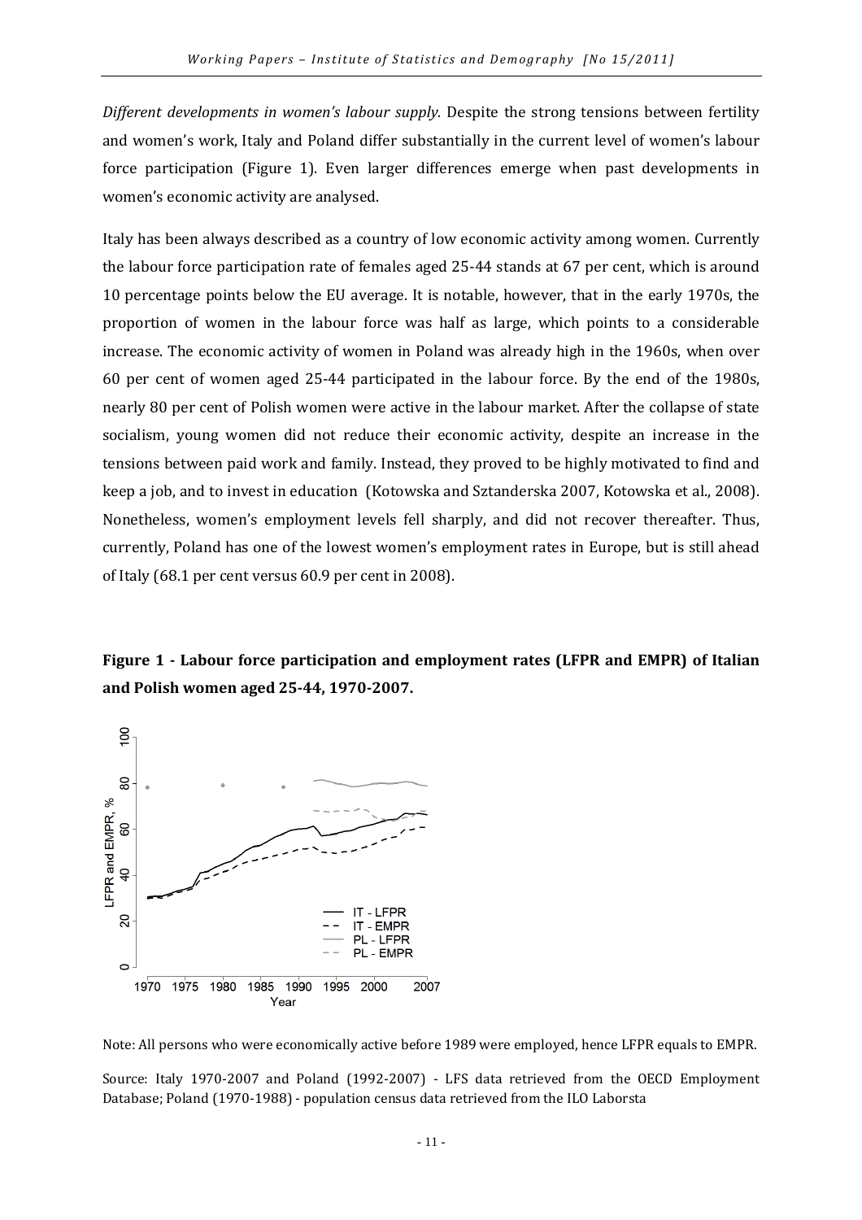*Different developments in women's labour supply.* Despite the strong tensions between fertility and women's work, Italy and Poland differ substantially in the current level of women's labour force participation (Figure 1). Even larger differences emerge when past developments in women's economic activity are analysed.

Italy has been always described as a country of low economic activity among women. Currently the labour force participation rate of females aged 25-44 stands at 67 per cent, which is around 10 percentage points below the EU average. It is notable, however, that in the early 1970s, the proportion of women in the labour force was half as large, which points to a considerable increase. The economic activity of women in Poland was already high in the 1960s, when over 60 per cent of women aged 25-44 participated in the labour force. By the end of the 1980s, nearly 80 per cent of Polish women were active in the labour market. After the collapse of state socialism, young women did not reduce their economic activity, despite an increase in the tensions between paid work and family. Instead, they proved to be highly motivated to find and keep a job, and to invest in education (Kotowska and Sztanderska 2007, Kotowska et al., 2008). Nonetheless, women's employment levels fell sharply, and did not recover thereafter. Thus, currently, Poland has one of the lowest women's employment rates in Europe, but is still ahead of Italy (68.1 per cent versus 60.9 per cent in 2008).

**Figure 1 - Labour force participation and employment rates (LFPR and EMPR) of Italian and Polish women aged 25-44, 1970-2007.**

Note: All persons who were economically active before 1989 were employed, hence LFPR equals to EMPR.

Source: Italy 1970-2007 and Poland (1992-2007) - LFS data retrieved from the OECD Employment Database; Poland (1970-1988) - population census data retrieved from the ILO Laborsta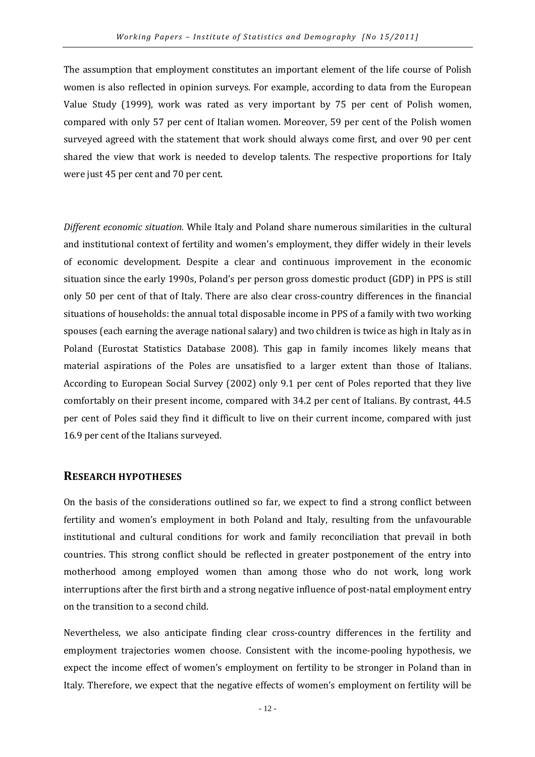The assumption that employment constitutes an important element of the life course of Polish women is also reflected in opinion surveys. For example, according to data from the European Value Study (1999), work was rated as very important by 75 per cent of Polish women, compared with only 57 per cent of Italian women. Moreover, 59 per cent of the Polish women surveyed agreed with the statement that work should always come first, and over 90 per cent shared the view that work is needed to develop talents. The respective proportions for Italy were just 45 per cent and 70 per cent.

*Different economic situation.* While Italy and Poland share numerous similarities in the cultural and institutional context of fertility and women's employment, they differ widely in their levels of economic development. Despite a clear and continuous improvement in the economic situation since the early 1990s, Poland's per person gross domestic product (GDP) in PPS is still only 50 per cent of that of Italy. There are also clear cross-country differences in the financial situations of households: the annual total disposable income in PPS of a family with two working spouses (each earning the average national salary) and two children is twice as high in Italy as in Poland (Eurostat Statistics Database 2008). This gap in family incomes likely means that material aspirations of the Poles are unsatisfied to a larger extent than those of Italians. According to European Social Survey (2002) only 9.1 per cent of Poles reported that they live comfortably on their present income, compared with 34.2 per cent of Italians. By contrast, 44.5 per cent of Poles said they find it difficult to live on their current income, compared with just 16.9 per cent of the Italians surveyed.

## RESEARCH HYPOTHESES

On the basis of the considerations outlined so far, we expect to find a strong conflict between fertility and women's employment in both Poland and Italy, resulting from the unfavourable institutional and cultural conditions for work and family reconciliation that prevail in both countries. This strong conflict should be reflected in greater postponement of the entry into motherhood among employed women than among those who do not work, long work interruptions after the first birth and a strong negative influence of post-natal employment entry on the transition to a second child.

Nevertheless, we also anticipate finding clear cross-country differences in the fertility and employment trajectories women choose. Consistent with the income-pooling hypothesis, we expect the income effect of women's employment on fertility to be stronger in Poland than in Italy. Therefore, we expect that the negative effects of women's employment on fertility will be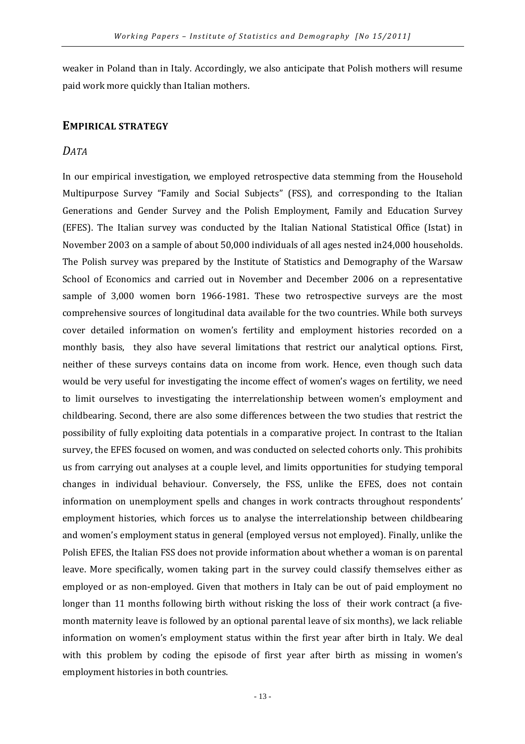weaker in Poland than in Italy. Accordingly, we also anticipate that Polish mothers will resume paid work more quickly than Italian mothers.

## EMPIRICAL STRATEGY

### *DATA*

In our empirical investigation, we employed retrospective data stemming from the Household Multipurpose Survey "Family and Social Subjects" (FSS), and corresponding to the Italian Generations and Gender Survey and the Polish Employment, Family and Education Survey (EFES). The Italian survey was conducted by the Italian National Statistical Office (Istat) in November 2003 on a sample of about 50,000 individuals of all ages nested in24,000 households. The Polish survey was prepared by the Institute of Statistics and Demography of the Warsaw School of Economics and carried out in November and December 2006 on a representative sample of 3,000 women born 1966-1981. These two retrospective surveys are the most comprehensive sources of longitudinal data available for the two countries. While both surveys cover detailed information on women's fertility and employment histories recorded on a monthly basis, they also have several limitations that restrict our analytical options. First, neither of these surveys contains data on income from work. Hence, even though such data would be very useful for investigating the income effect of women's wages on fertility, we need to limit ourselves to investigating the interrelationship between women's employment and childbearing. Second, there are also some differences between the two studies that restrict the possibility of fully exploiting data potentials in a comparative project. In contrast to the Italian survey, the EFES focused on women, and was conducted on selected cohorts only. This prohibits us from carrying out analyses at a couple level, and limits opportunities for studying temporal changes in individual behaviour. Conversely, the FSS, unlike the EFES, does not contain information on unemployment spells and changes in work contracts throughout respondents' employment histories, which forces us to analyse the interrelationship between childbearing and women's employment status in general (employed versus not employed). Finally, unlike the Polish EFES, the Italian FSS does not provide information about whether a woman is on parental leave. More specifically, women taking part in the survey could classify themselves either as employed or as non-employed. Given that mothers in Italy can be out of paid employment no longer than 11 months following birth without risking the loss of their work contract (a five-month maternity leave is followed by an optional parental leave of six months), we lack reliable information on women's employment status within the first year after birth in Italy. We deal with this problem by coding the episode of first year after birth as missing in women's employment histories in both countries.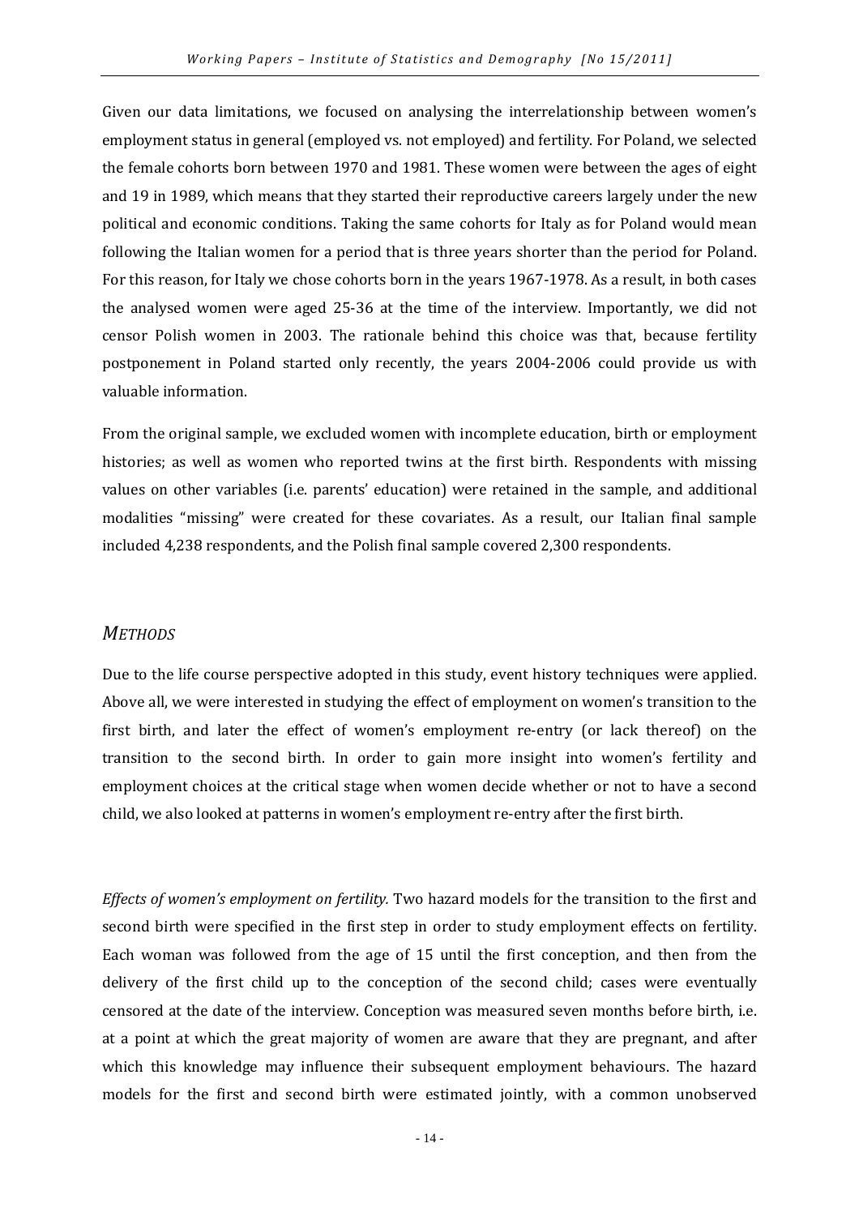Given our data limitations, we focused on analysing the interrelationship between women's employment status in general (employed vs. not employed) and fertility. For Poland, we selected the female cohorts born between 1970 and 1981. These women were between the ages of eight and 19 in 1989, which means that they started their reproductive careers largely under the new political and economic conditions. Taking the same cohorts for Italy as for Poland would mean following the Italian women for a period that is three years shorter than the period for Poland. For this reason, for Italy we chose cohorts born in the years 1967-1978. As a result, in both cases the analysed women were aged 25-36 at the time of the interview. Importantly, we did not censor Polish women in 2003. The rationale behind this choice was that, because fertility postponement in Poland started only recently, the years 2004-2006 could provide us with valuable information.

From the original sample, we excluded women with incomplete education, birth or employment histories; as well as women who reported twins at the first birth. Respondents with missing values on other variables (i.e. parents' education) were retained in the sample, and additional modalities "missing" were created for these covariates. As a result, our Italian final sample included 4,238 respondents, and the Polish final sample covered 2,300 respondents.

## *METHODS*

Due to the life course perspective adopted in this study, event history techniques were applied. Above all, we were interested in studying the effect of employment on women's transition to the first birth, and later the effect of women's employment re-entry (or lack thereof) on the transition to the second birth. In order to gain more insight into women's fertility and employment choices at the critical stage when women decide whether or not to have a second child, we also looked at patterns in women's employment re-entry after the first birth.

*Effects of women's employment on fertility.* Two hazard models for the transition to the first and second birth were specified in the first step in order to study employment effects on fertility. Each woman was followed from the age of 15 until the first conception, and then from the delivery of the first child up to the conception of the second child; cases were eventually censored at the date of the interview. Conception was measured seven months before birth, i.e. at a point at which the great majority of women are aware that they are pregnant, and after which this knowledge may influence their subsequent employment behaviours. The hazard models for the first and second birth were estimated jointly, with a common unobserved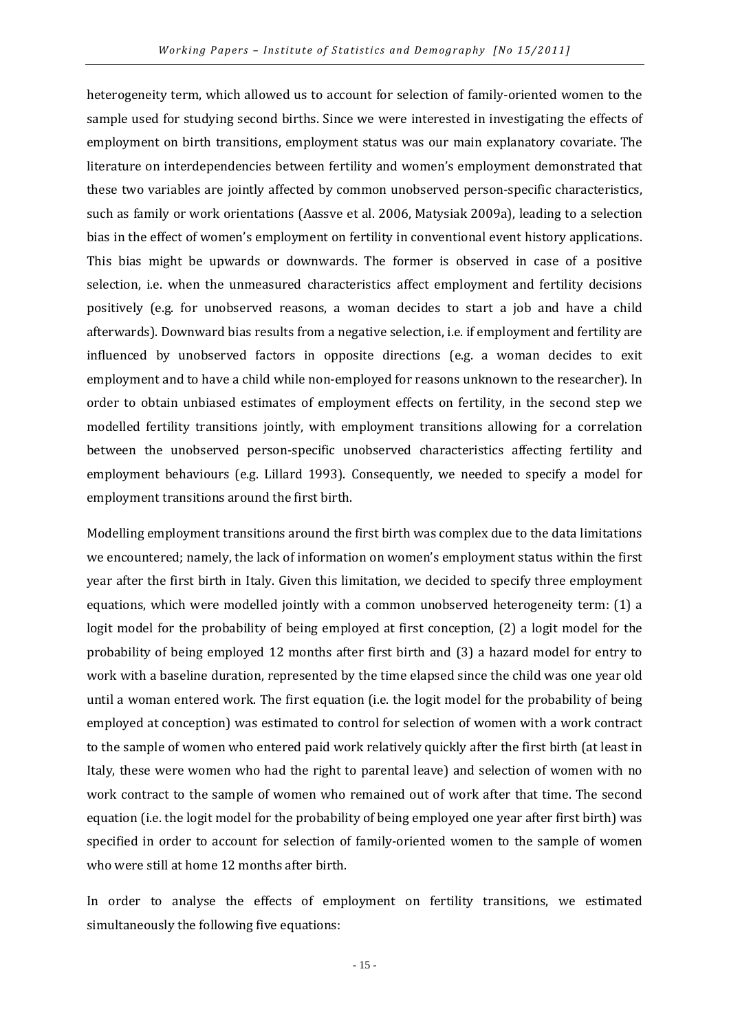heterogeneity term, which allowed us to account for selection of family-oriented women to the sample used for studying second births. Since we were interested in investigating the effects of employment on birth transitions, employment status was our main explanatory covariate. The literature on interdependencies between fertility and women's employment demonstrated that these two variables are jointly affected by common unobserved person-specific characteristics, such as family or work orientations (Aassve et al. 2006, Matysiak 2009a), leading to a selection bias in the effect of women's employment on fertility in conventional event history applications. This bias might be upwards or downwards. The former is observed in case of a positive selection, i.e. when the unmeasured characteristics affect employment and fertility decisions positively (e.g. for unobserved reasons, a woman decides to start a job and have a child afterwards). Downward bias results from a negative selection, i.e. if employment and fertility are influenced by unobserved factors in opposite directions (e.g. a woman decides to exit employment and to have a child while non-employed for reasons unknown to the researcher). In order to obtain unbiased estimates of employment effects on fertility, in the second step we modelled fertility transitions jointly, with employment transitions allowing for a correlation between the unobserved person-specific unobserved characteristics affecting fertility and employment behaviours (e.g. Lillard 1993). Consequently, we needed to specify a model for employment transitions around the first birth.

Modelling employment transitions around the first birth was complex due to the data limitations we encountered; namely, the lack of information on women's employment status within the first year after the first birth in Italy. Given this limitation, we decided to specify three employment equations, which were modelled jointly with a common unobserved heterogeneity term: (1) a logit model for the probability of being employed at first conception, (2) a logit model for the probability of being employed 12 months after first birth and (3) a hazard model for entry to work with a baseline duration, represented by the time elapsed since the child was one year old until a woman entered work. The first equation (i.e. the logit model for the probability of being employed at conception) was estimated to control for selection of women with a work contract to the sample of women who entered paid work relatively quickly after the first birth (at least in Italy, these were women who had the right to parental leave) and selection of women with no work contract to the sample of women who remained out of work after that time. The second equation (i.e. the logit model for the probability of being employed one year after first birth) was specified in order to account for selection of family-oriented women to the sample of women who were still at home 12 months after birth.

In order to analyse the effects of employment on fertility transitions, we estimated simultaneously the following five equations: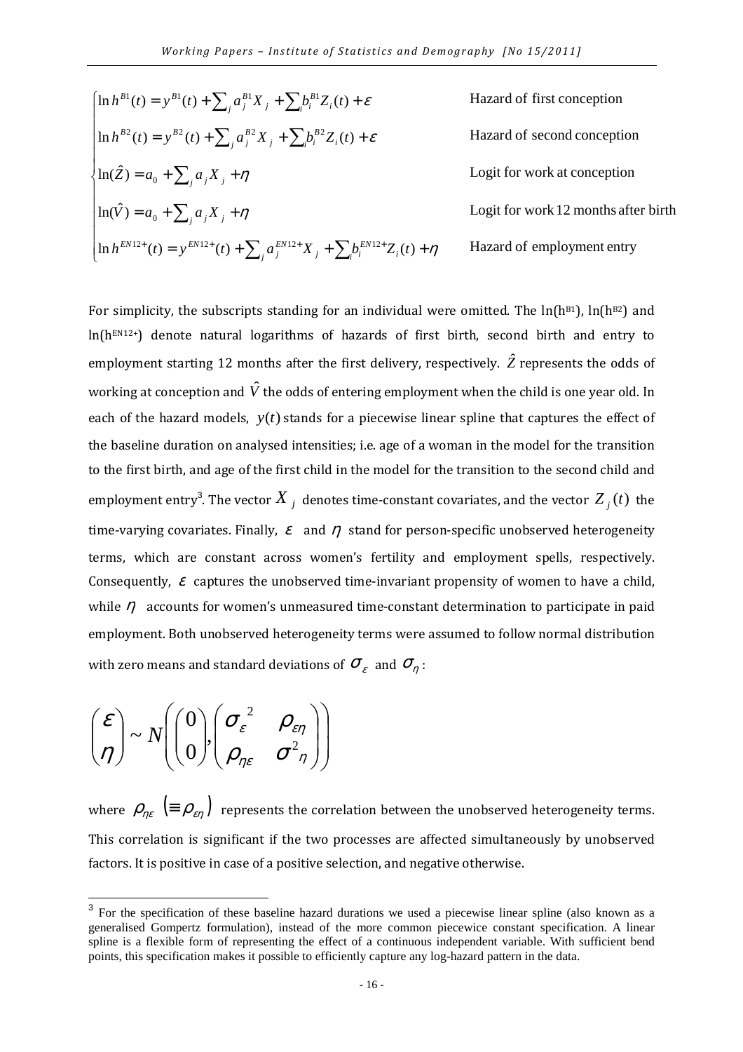$$
\begin{cases}
\ln h^{B1}(t) = y^{B1}(t) + \sum_j a_j^{B1} X_j + \sum_i b_i^{B1} Z_i(t) + \varepsilon & \text{Hazard of first conception} \\
\ln h^{B2}(t) = y^{B2}(t) + \sum_j a_j^{B2} X_j + \sum_i b_i^{B2} Z_i(t) + \varepsilon & \text{Hazard of second conception} \\
\ln(\hat{Z}) = a_0 + \sum_j a_j X_j + \eta & \text{Logit for work at conception} \\
\ln(\hat{V}) = a_0 + \sum_j a_j X_j + \eta & \text{Logit for work 12 months after birth} \\
\ln h^{EN12+}(t) = y^{EN12+}(t) + \sum_j a_j^{EN12+} X_j + \sum_i b_i^{EN12+} Z_i(t) + \eta & \text{Hazard of employment entry}
\end{cases}
$$

For simplicity, the subscripts standing for an individual were omitted. The $\ln(h^{B1})$, $\ln(h^{B2})$ and $\ln(h^{EN12+})$ denote natural logarithms of hazards of first birth, second birth and entry to employment starting 12 months after the first delivery, respectively. $\hat{Z}$ represents the odds of working at conception and $\hat{V}$ the odds of entering employment when the child is one year old. In each of the hazard models, $y(t)$ stands for a piecewise linear spline that captures the effect of the baseline duration on analysed intensities; i.e. age of a woman in the model for the transition to the first birth, and age of the first child in the model for the transition to the second child and employment entry[3]. The vector $X_j$ denotes time-constant covariates, and the vector $Z_j(t)$ the time-varying covariates. Finally, $\varepsilon$ and $\eta$ stand for person-specific unobserved heterogeneity terms, which are constant across women's fertility and employment spells, respectively. Consequently, $\varepsilon$ captures the unobserved time-invariant propensity of women to have a child, while $\eta$ accounts for women's unmeasured time-constant determination to participate in paid employment. Both unobserved heterogeneity terms were assumed to follow normal distribution with zero means and standard deviations of $\sigma_\varepsilon$ and $\sigma_\eta$:

$$
\begin{pmatrix} \varepsilon \\ \eta \end{pmatrix} \sim N\left( \begin{pmatrix} 0 \\ 0 \end{pmatrix}, \begin{pmatrix} \sigma_\varepsilon^{\ 2} & \rho_{\varepsilon\eta} \\ \rho_{\eta\varepsilon} & \sigma^2_{\ \eta} \end{pmatrix} \right)
$$

where $\rho_{\eta\varepsilon}$ $(\equiv \rho_{\varepsilon\eta})$ represents the correlation between the unobserved heterogeneity terms. This correlation is significant if the two processes are affected simultaneously by unobserved factors. It is positive in case of a positive selection, and negative otherwise.

[3] For the specification of these baseline hazard durations we used a piecewise linear spline (also known as a generalised Gompertz formulation), instead of the more common piecewise constant specification. A linear spline is a flexible form of representing the effect of a continuous independent variable. With sufficient bend points, this specification makes it possible to efficiently capture any log-hazard pattern in the data.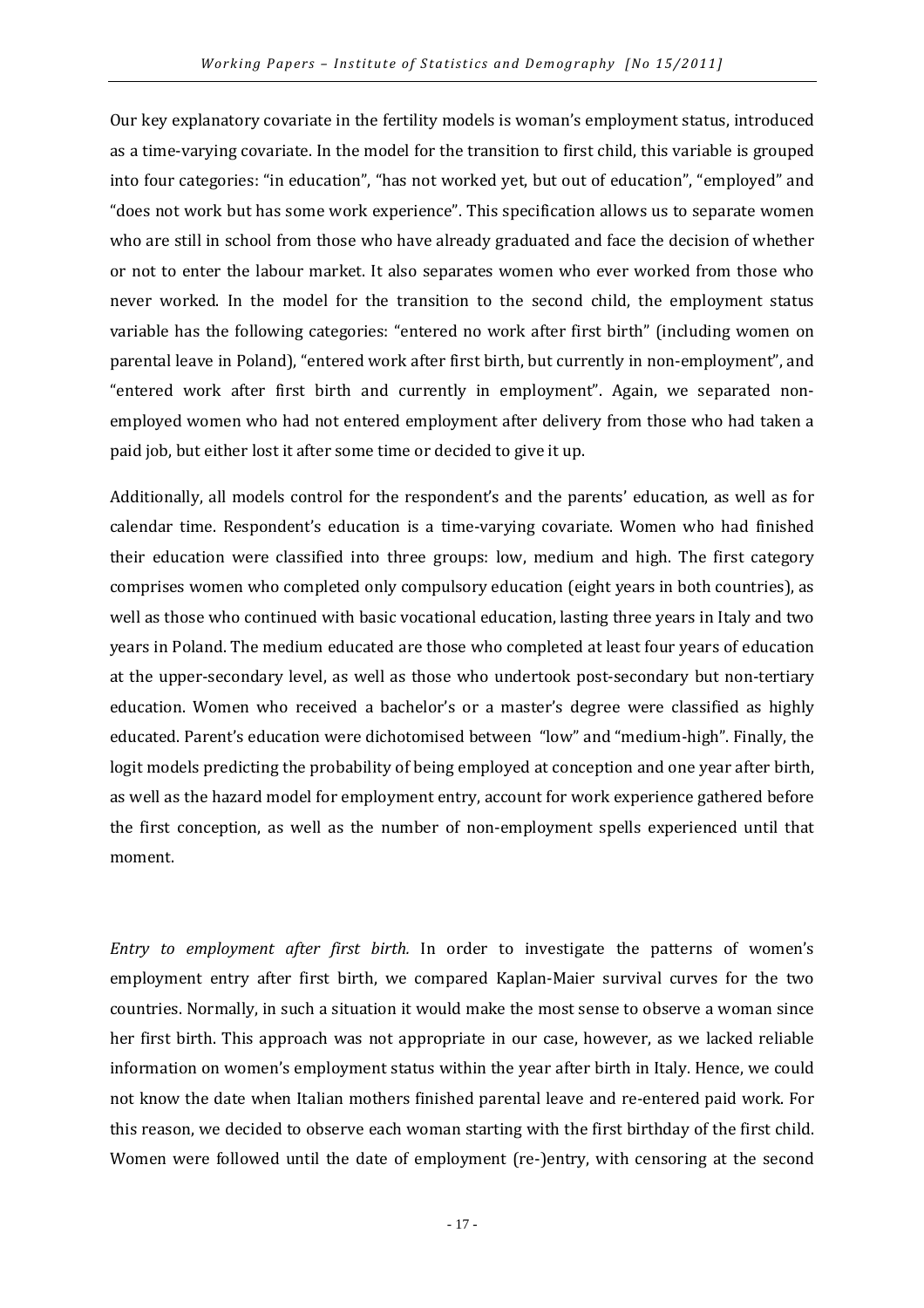Our key explanatory covariate in the fertility models is woman's employment status, introduced as a time-varying covariate. In the model for the transition to first child, this variable is grouped into four categories: "in education", "has not worked yet, but out of education", "employed" and "does not work but has some work experience". This specification allows us to separate women who are still in school from those who have already graduated and face the decision of whether or not to enter the labour market. It also separates women who ever worked from those who never worked. In the model for the transition to the second child, the employment status variable has the following categories: "entered no work after first birth" (including women on parental leave in Poland), "entered work after first birth, but currently in non-employment", and "entered work after first birth and currently in employment". Again, we separated non-employed women who had not entered employment after delivery from those who had taken a paid job, but either lost it after some time or decided to give it up.

Additionally, all models control for the respondent's and the parents' education, as well as for calendar time. Respondent's education is a time-varying covariate. Women who had finished their education were classified into three groups: low, medium and high. The first category comprises women who completed only compulsory education (eight years in both countries), as well as those who continued with basic vocational education, lasting three years in Italy and two years in Poland. The medium educated are those who completed at least four years of education at the upper-secondary level, as well as those who undertook post-secondary but non-tertiary education. Women who received a bachelor's or a master's degree were classified as highly educated. Parent's education were dichotomised between "low" and "medium-high". Finally, the logit models predicting the probability of being employed at conception and one year after birth, as well as the hazard model for employment entry, account for work experience gathered before the first conception, as well as the number of non-employment spells experienced until that moment.

*Entry to employment after first birth.* In order to investigate the patterns of women's employment entry after first birth, we compared Kaplan-Maier survival curves for the two countries. Normally, in such a situation it would make the most sense to observe a woman since her first birth. This approach was not appropriate in our case, however, as we lacked reliable information on women's employment status within the year after birth in Italy. Hence, we could not know the date when Italian mothers finished parental leave and re-entered paid work. For this reason, we decided to observe each woman starting with the first birthday of the first child. Women were followed until the date of employment (re-)entry, with censoring at the second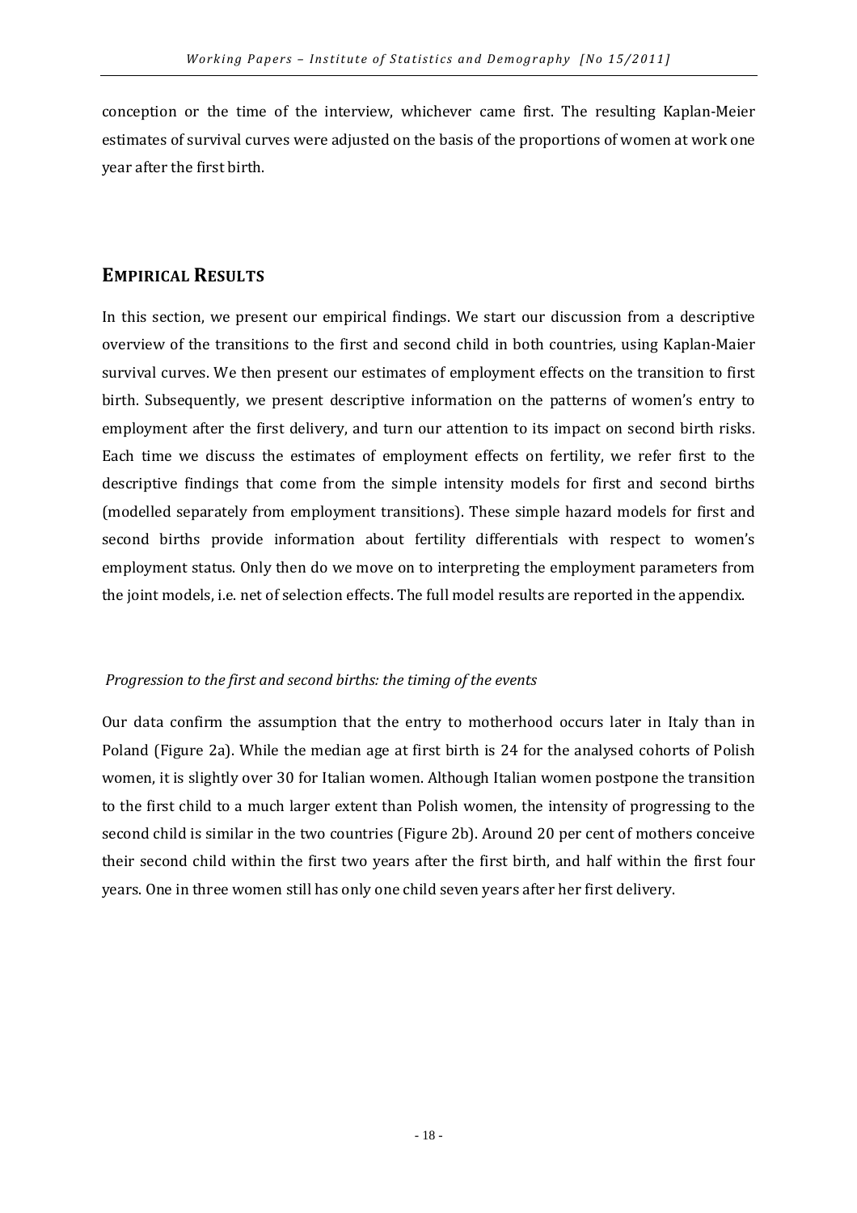conception or the time of the interview, whichever came first. The resulting Kaplan-Meier estimates of survival curves were adjusted on the basis of the proportions of women at work one year after the first birth.

## EMPIRICAL RESULTS

In this section, we present our empirical findings. We start our discussion from a descriptive overview of the transitions to the first and second child in both countries, using Kaplan-Maier survival curves. We then present our estimates of employment effects on the transition to first birth. Subsequently, we present descriptive information on the patterns of women's entry to employment after the first delivery, and turn our attention to its impact on second birth risks. Each time we discuss the estimates of employment effects on fertility, we refer first to the descriptive findings that come from the simple intensity models for first and second births (modelled separately from employment transitions). These simple hazard models for first and second births provide information about fertility differentials with respect to women's employment status. Only then do we move on to interpreting the employment parameters from the joint models, i.e. net of selection effects. The full model results are reported in the appendix.

### *Progression to the first and second births: the timing of the events*

Our data confirm the assumption that the entry to motherhood occurs later in Italy than in Poland (Figure 2a). While the median age at first birth is 24 for the analysed cohorts of Polish women, it is slightly over 30 for Italian women. Although Italian women postpone the transition to the first child to a much larger extent than Polish women, the intensity of progressing to the second child is similar in the two countries (Figure 2b). Around 20 per cent of mothers conceive their second child within the first two years after the first birth, and half within the first four years. One in three women still has only one child seven years after her first delivery.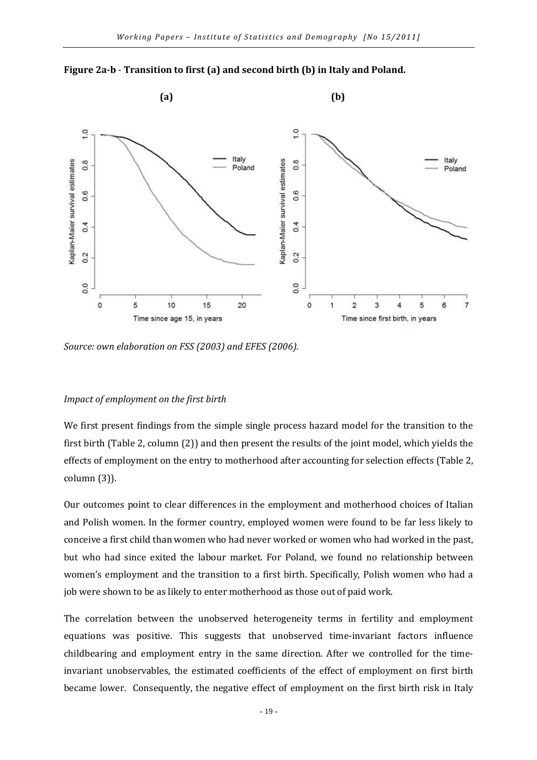**Figure 2a-b - Transition to first (a) and second birth (b) in Italy and Poland.**

*Source: own elaboration on FSS (2003) and EFES (2006).*

*Impact of employment on the first birth*

We first present findings from the simple single process hazard model for the transition to the first birth (Table 2, column (2)) and then present the results of the joint model, which yields the effects of employment on the entry to motherhood after accounting for selection effects (Table 2, column (3)).

Our outcomes point to clear differences in the employment and motherhood choices of Italian and Polish women. In the former country, employed women were found to be far less likely to conceive a first child than women who had never worked or women who had worked in the past, but who had since exited the labour market. For Poland, we found no relationship between women's employment and the transition to a first birth. Specifically, Polish women who had a job were shown to be as likely to enter motherhood as those out of paid work.

The correlation between the unobserved heterogeneity terms in fertility and employment equations was positive. This suggests that unobserved time-invariant factors influence childbearing and employment entry in the same direction. After we controlled for the time-invariant unobservables, the estimated coefficients of the effect of employment on first birth became lower. Consequently, the negative effect of employment on the first birth risk in Italy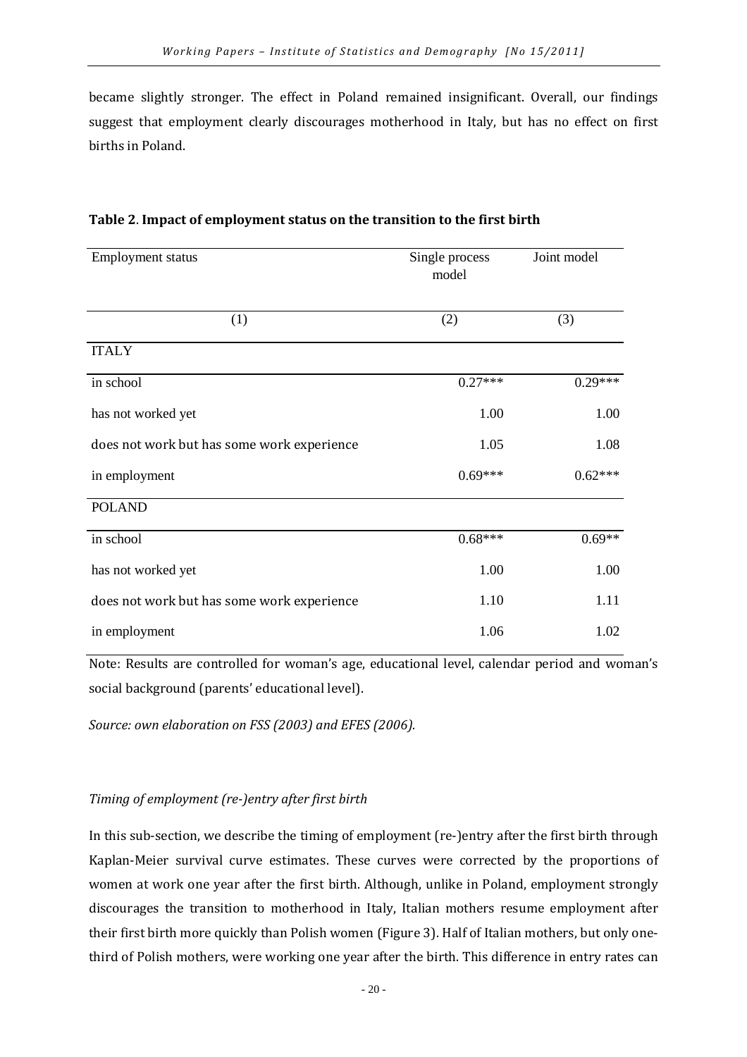became slightly stronger. The effect in Poland remained insignificant. Overall, our findings suggest that employment clearly discourages motherhood in Italy, but has no effect on first births in Poland.

**Table 2**. **Impact of employment status on the transition to the first birth**

| Employment status | Single process model | Joint model |
|---|---|---|
| (1) | (2) | (3) |
| ITALY | | |
| in school | 0.27*** | 0.29*** |
| has not worked yet | 1.00 | 1.00 |
| does not work but has some work experience | 1.05 | 1.08 |
| in employment | 0.69*** | 0.62*** |
| POLAND | | |
| in school | 0.68*** | 0.69** |
| has not worked yet | 1.00 | 1.00 |
| does not work but has some work experience | 1.10 | 1.11 |
| in employment | 1.06 | 1.02 |

Note: Results are controlled for woman's age, educational level, calendar period and woman's social background (parents' educational level).

*Source: own elaboration on FSS (2003) and EFES (2006).*

*Timing of employment (re-)entry after first birth*

In this sub-section, we describe the timing of employment (re-)entry after the first birth through Kaplan-Meier survival curve estimates. These curves were corrected by the proportions of women at work one year after the first birth. Although, unlike in Poland, employment strongly discourages the transition to motherhood in Italy, Italian mothers resume employment after their first birth more quickly than Polish women (Figure 3). Half of Italian mothers, but only one-third of Polish mothers, were working one year after the birth. This difference in entry rates can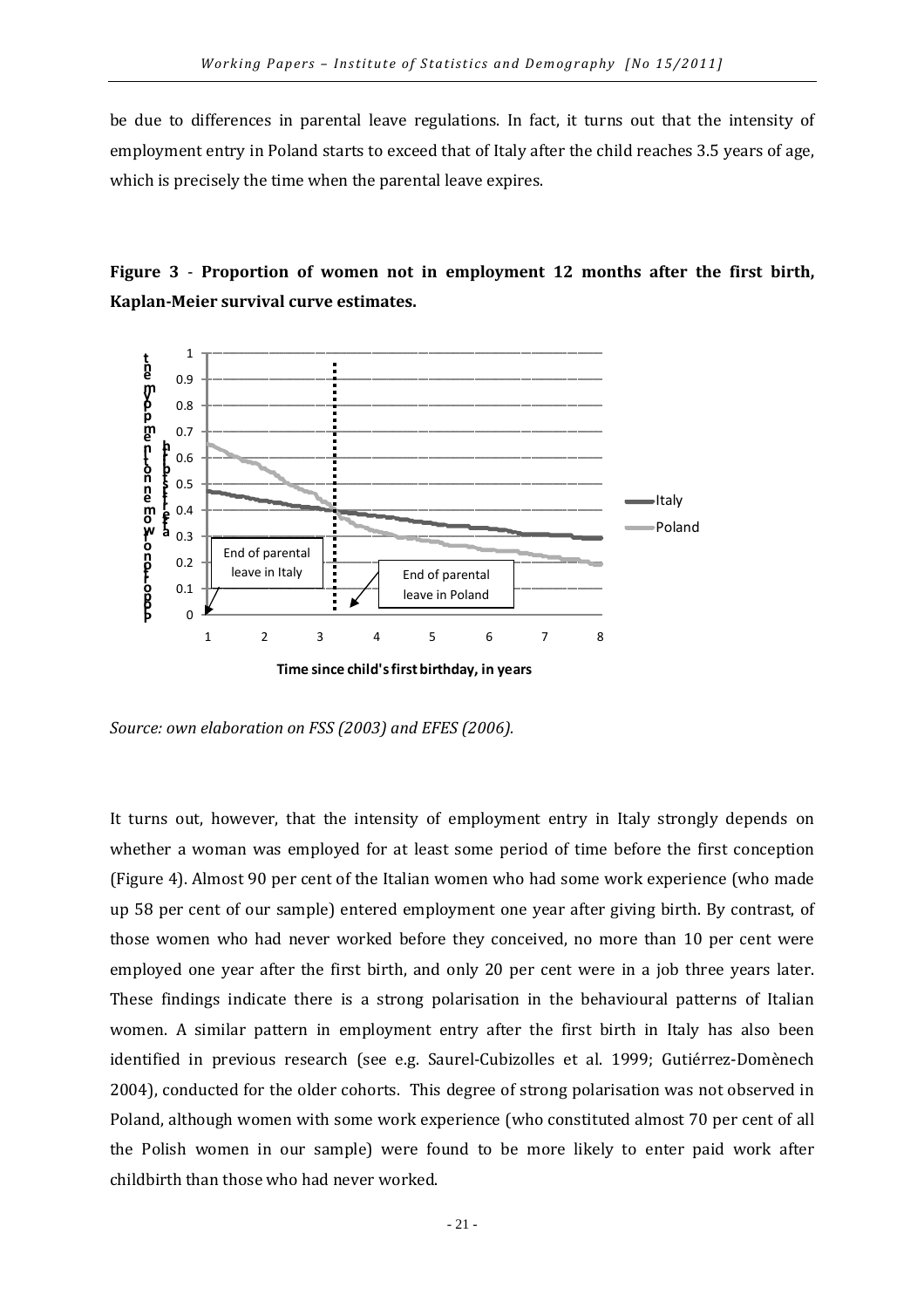be due to differences in parental leave regulations. In fact, it turns out that the intensity of employment entry in Poland starts to exceed that of Italy after the child reaches 3.5 years of age, which is precisely the time when the parental leave expires.

**Figure 3 - Proportion of women not in employment 12 months after the first birth, Kaplan-Meier survival curve estimates.**

*Source: own elaboration on FSS (2003) and EFES (2006).*

It turns out, however, that the intensity of employment entry in Italy strongly depends on whether a woman was employed for at least some period of time before the first conception (Figure 4). Almost 90 per cent of the Italian women who had some work experience (who made up 58 per cent of our sample) entered employment one year after giving birth. By contrast, of those women who had never worked before they conceived, no more than 10 per cent were employed one year after the first birth, and only 20 per cent were in a job three years later. These findings indicate there is a strong polarisation in the behavioural patterns of Italian women. A similar pattern in employment entry after the first birth in Italy has also been identified in previous research (see e.g. Saurel-Cubizolles et al. 1999; Gutiérrez-Domènech 2004), conducted for the older cohorts. This degree of strong polarisation was not observed in Poland, although women with some work experience (who constituted almost 70 per cent of all the Polish women in our sample) were found to be more likely to enter paid work after childbirth than those who had never worked.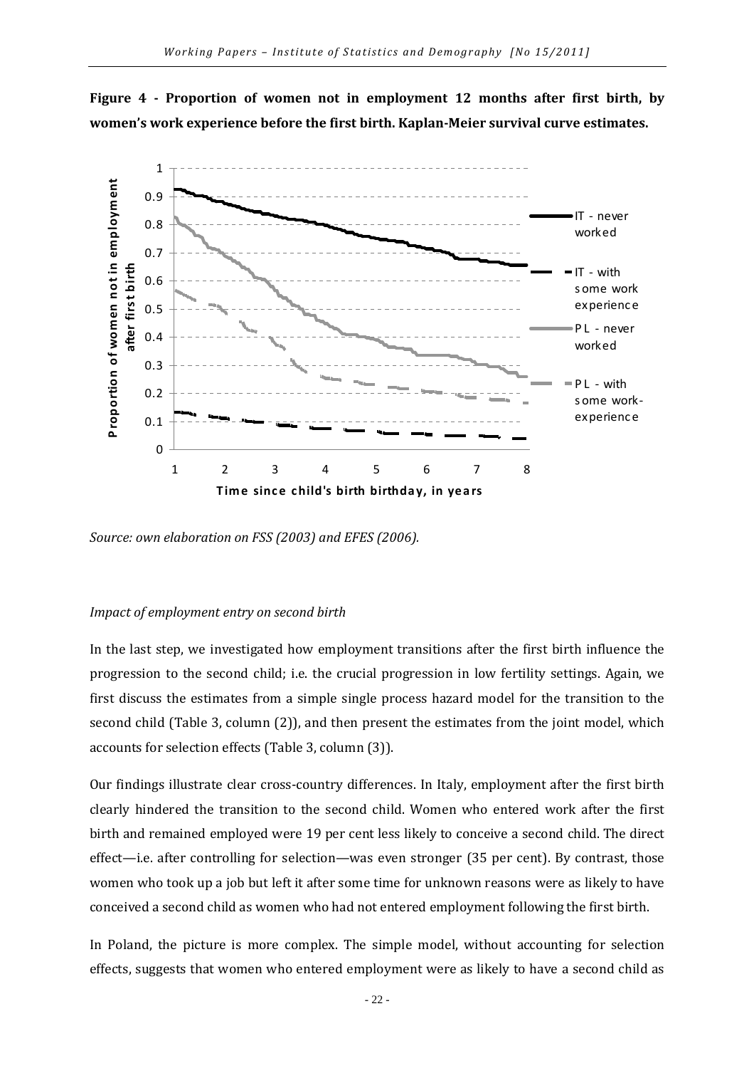**Figure 4 - Proportion of women not in employment 12 months after first birth, by women's work experience before the first birth. Kaplan-Meier survival curve estimates.**

*Source: own elaboration on FSS (2003) and EFES (2006).*

*Impact of employment entry on second birth*

In the last step, we investigated how employment transitions after the first birth influence the progression to the second child; i.e. the crucial progression in low fertility settings. Again, we first discuss the estimates from a simple single process hazard model for the transition to the second child (Table 3, column (2)), and then present the estimates from the joint model, which accounts for selection effects (Table 3, column (3)).

Our findings illustrate clear cross-country differences. In Italy, employment after the first birth clearly hindered the transition to the second child. Women who entered work after the first birth and remained employed were 19 per cent less likely to conceive a second child. The direct effect—i.e. after controlling for selection—was even stronger (35 per cent). By contrast, those women who took up a job but left it after some time for unknown reasons were as likely to have conceived a second child as women who had not entered employment following the first birth.

In Poland, the picture is more complex. The simple model, without accounting for selection effects, suggests that women who entered employment were as likely to have a second child as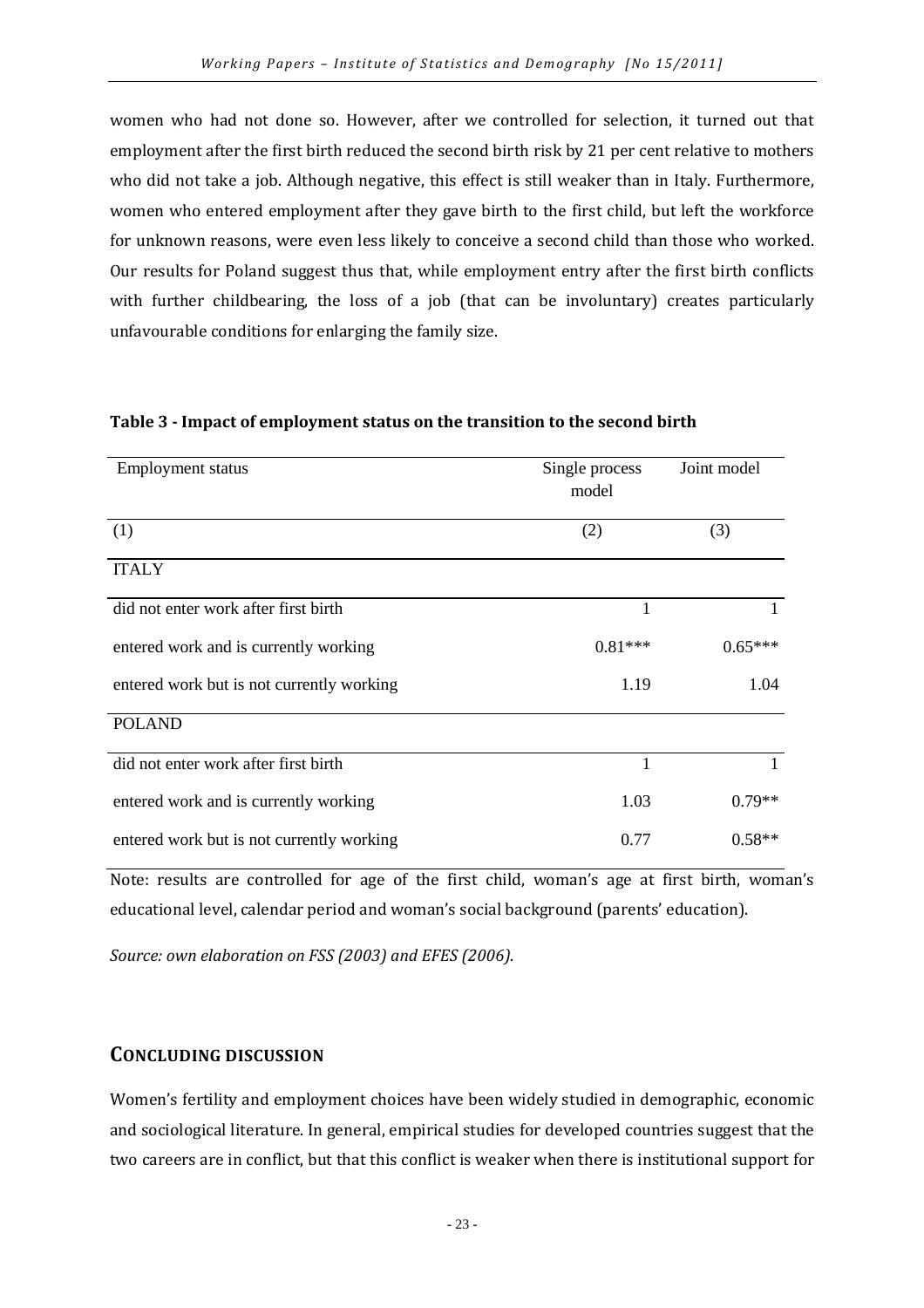women who had not done so. However, after we controlled for selection, it turned out that employment after the first birth reduced the second birth risk by 21 per cent relative to mothers who did not take a job. Although negative, this effect is still weaker than in Italy. Furthermore, women who entered employment after they gave birth to the first child, but left the workforce for unknown reasons, were even less likely to conceive a second child than those who worked. Our results for Poland suggest thus that, while employment entry after the first birth conflicts with further childbearing, the loss of a job (that can be involuntary) creates particularly unfavourable conditions for enlarging the family size.

**Table 3 - Impact of employment status on the transition to the second birth**

| Employment status | Single process model | Joint model |
|---|---|---|
| (1) | (2) | (3) |
| ITALY | | |
| did not enter work after first birth | 1 | 1 |
| entered work and is currently working | 0.81*** | 0.65*** |
| entered work but is not currently working | 1.19 | 1.04 |
| POLAND | | |
| did not enter work after first birth | 1 | 1 |
| entered work and is currently working | 1.03 | 0.79** |
| entered work but is not currently working | 0.77 | 0.58** |

Note: results are controlled for age of the first child, woman's age at first birth, woman's educational level, calendar period and woman's social background (parents' education).

*Source: own elaboration on FSS (2003) and EFES (2006).*

## CONCLUDING DISCUSSION

Women's fertility and employment choices have been widely studied in demographic, economic and sociological literature. In general, empirical studies for developed countries suggest that the two careers are in conflict, but that this conflict is weaker when there is institutional support for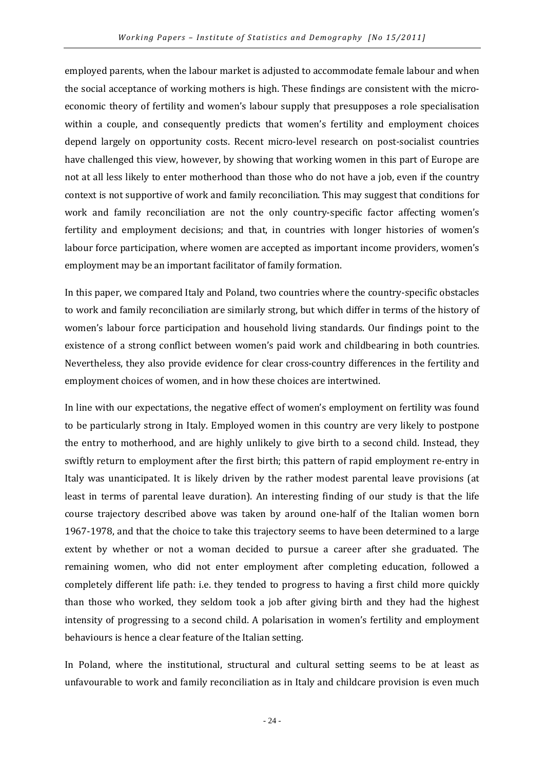employed parents, when the labour market is adjusted to accommodate female labour and when the social acceptance of working mothers is high. These findings are consistent with the micro-economic theory of fertility and women's labour supply that presupposes a role specialisation within a couple, and consequently predicts that women's fertility and employment choices depend largely on opportunity costs. Recent micro-level research on post-socialist countries have challenged this view, however, by showing that working women in this part of Europe are not at all less likely to enter motherhood than those who do not have a job, even if the country context is not supportive of work and family reconciliation. This may suggest that conditions for work and family reconciliation are not the only country-specific factor affecting women's fertility and employment decisions; and that, in countries with longer histories of women's labour force participation, where women are accepted as important income providers, women's employment may be an important facilitator of family formation.

In this paper, we compared Italy and Poland, two countries where the country-specific obstacles to work and family reconciliation are similarly strong, but which differ in terms of the history of women's labour force participation and household living standards. Our findings point to the existence of a strong conflict between women's paid work and childbearing in both countries. Nevertheless, they also provide evidence for clear cross-country differences in the fertility and employment choices of women, and in how these choices are intertwined.

In line with our expectations, the negative effect of women's employment on fertility was found to be particularly strong in Italy. Employed women in this country are very likely to postpone the entry to motherhood, and are highly unlikely to give birth to a second child. Instead, they swiftly return to employment after the first birth; this pattern of rapid employment re-entry in Italy was unanticipated. It is likely driven by the rather modest parental leave provisions (at least in terms of parental leave duration). An interesting finding of our study is that the life course trajectory described above was taken by around one-half of the Italian women born 1967-1978, and that the choice to take this trajectory seems to have been determined to a large extent by whether or not a woman decided to pursue a career after she graduated. The remaining women, who did not enter employment after completing education, followed a completely different life path: i.e. they tended to progress to having a first child more quickly than those who worked, they seldom took a job after giving birth and they had the highest intensity of progressing to a second child. A polarisation in women's fertility and employment behaviours is hence a clear feature of the Italian setting.

In Poland, where the institutional, structural and cultural setting seems to be at least as unfavourable to work and family reconciliation as in Italy and childcare provision is even much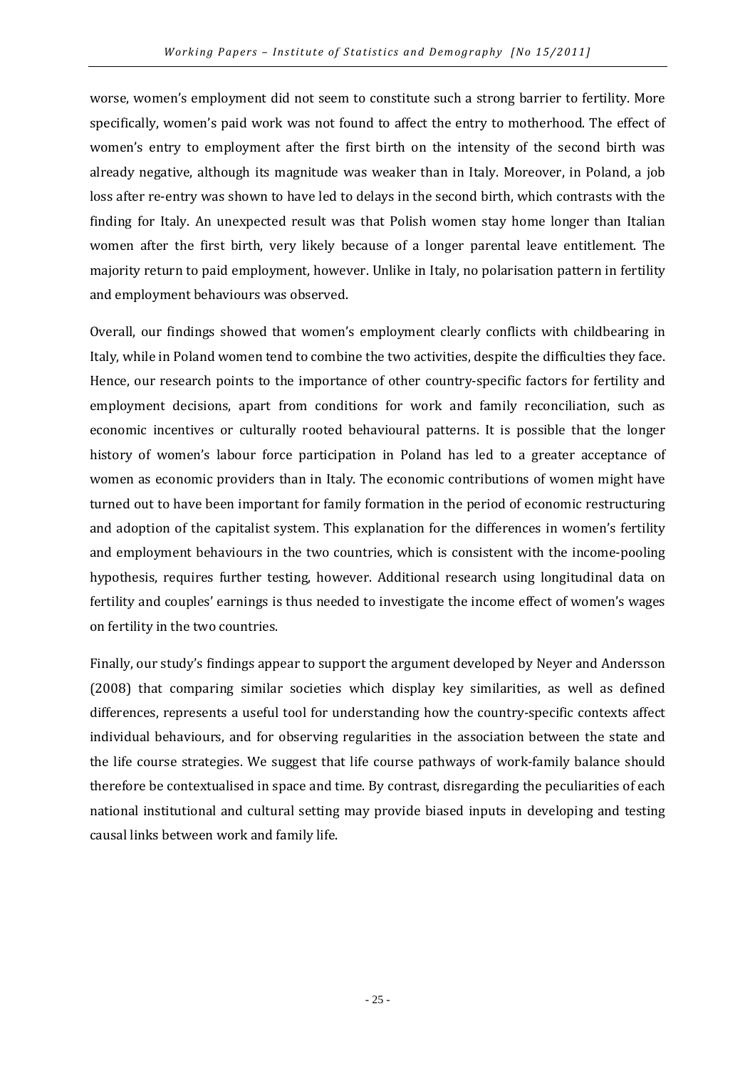worse, women's employment did not seem to constitute such a strong barrier to fertility. More specifically, women's paid work was not found to affect the entry to motherhood. The effect of women's entry to employment after the first birth on the intensity of the second birth was already negative, although its magnitude was weaker than in Italy. Moreover, in Poland, a job loss after re-entry was shown to have led to delays in the second birth, which contrasts with the finding for Italy. An unexpected result was that Polish women stay home longer than Italian women after the first birth, very likely because of a longer parental leave entitlement. The majority return to paid employment, however. Unlike in Italy, no polarisation pattern in fertility and employment behaviours was observed.

Overall, our findings showed that women's employment clearly conflicts with childbearing in Italy, while in Poland women tend to combine the two activities, despite the difficulties they face. Hence, our research points to the importance of other country-specific factors for fertility and employment decisions, apart from conditions for work and family reconciliation, such as economic incentives or culturally rooted behavioural patterns. It is possible that the longer history of women's labour force participation in Poland has led to a greater acceptance of women as economic providers than in Italy. The economic contributions of women might have turned out to have been important for family formation in the period of economic restructuring and adoption of the capitalist system. This explanation for the differences in women's fertility and employment behaviours in the two countries, which is consistent with the income-pooling hypothesis, requires further testing, however. Additional research using longitudinal data on fertility and couples' earnings is thus needed to investigate the income effect of women's wages on fertility in the two countries.

Finally, our study's findings appear to support the argument developed by Neyer and Andersson (2008) that comparing similar societies which display key similarities, as well as defined differences, represents a useful tool for understanding how the country-specific contexts affect individual behaviours, and for observing regularities in the association between the state and the life course strategies. We suggest that life course pathways of work-family balance should therefore be contextualised in space and time. By contrast, disregarding the peculiarities of each national institutional and cultural setting may provide biased inputs in developing and testing causal links between work and family life.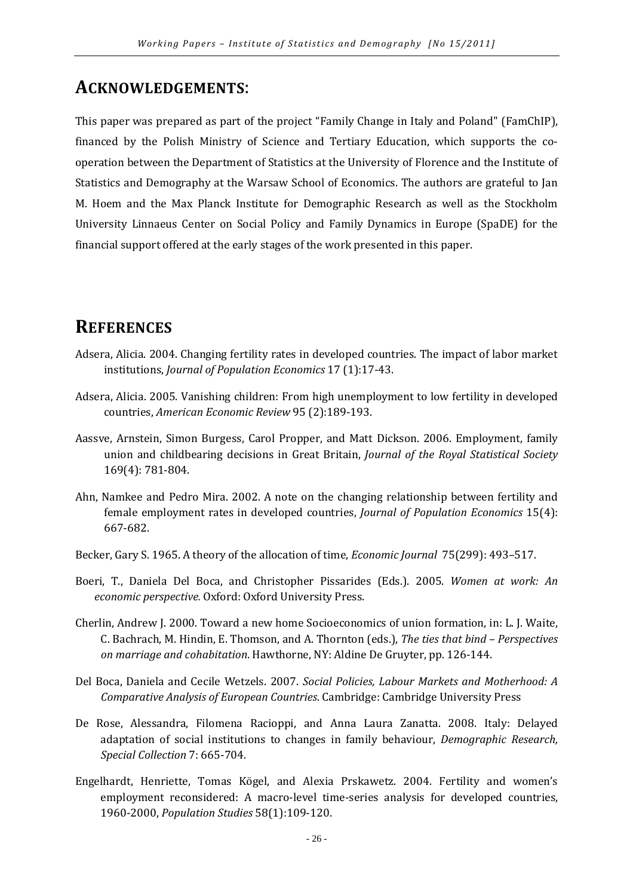## Acknowledgements:

This paper was prepared as part of the project "Family Change in Italy and Poland" (FamChIP), financed by the Polish Ministry of Science and Tertiary Education, which supports the co-operation between the Department of Statistics at the University of Florence and the Institute of Statistics and Demography at the Warsaw School of Economics. The authors are grateful to Jan M. Hoem and the Max Planck Institute for Demographic Research as well as the Stockholm University Linnaeus Center on Social Policy and Family Dynamics in Europe (SpaDE) for the financial support offered at the early stages of the work presented in this paper.

## References

Adsera, Alicia. 2004. Changing fertility rates in developed countries. The impact of labor market institutions, *Journal of Population Economics* 17 (1):17-43.

Adsera, Alicia. 2005. Vanishing children: From high unemployment to low fertility in developed countries, *American Economic Review* 95 (2):189-193.

Aassve, Arnstein, Simon Burgess, Carol Propper, and Matt Dickson. 2006. Employment, family union and childbearing decisions in Great Britain, *Journal of the Royal Statistical Society* 169(4): 781-804.

Ahn, Namkee and Pedro Mira. 2002. A note on the changing relationship between fertility and female employment rates in developed countries, *Journal of Population Economics* 15(4): 667-682.

Becker, Gary S. 1965. A theory of the allocation of time, *Economic Journal* 75(299): 493–517.

Boeri, T., Daniela Del Boca, and Christopher Pissarides (Eds.). 2005. *Women at work: An economic perspective.* Oxford: Oxford University Press.

Cherlin, Andrew J. 2000. Toward a new home Socioeconomics of union formation, in: L. J. Waite, C. Bachrach, M. Hindin, E. Thomson, and A. Thornton (eds.), *The ties that bind – Perspectives on marriage and cohabitation*. Hawthorne, NY: Aldine De Gruyter, pp. 126-144.

Del Boca, Daniela and Cecile Wetzels. 2007. *Social Policies, Labour Markets and Motherhood: A Comparative Analysis of European Countries*. Cambridge: Cambridge University Press

De Rose, Alessandra, Filomena Racioppi, and Anna Laura Zanatta. 2008. Italy: Delayed adaptation of social institutions to changes in family behaviour, *Demographic Research, Special Collection* 7: 665-704.

Engelhardt, Henriette, Tomas Kögel, and Alexia Prskawetz. 2004. Fertility and women's employment reconsidered: A macro-level time-series analysis for developed countries, 1960-2000, *Population Studies* 58(1):109-120.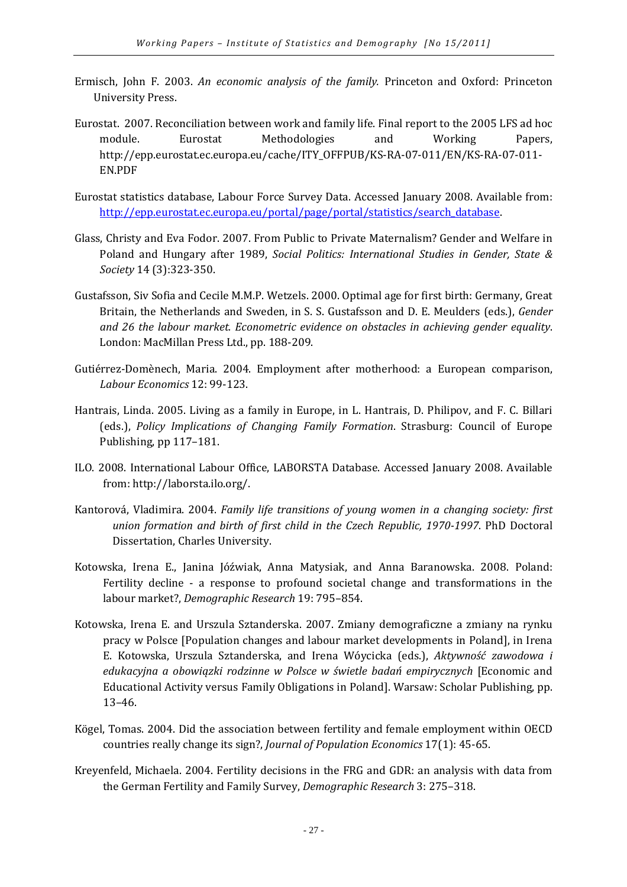Ermisch, John F. 2003. *An economic analysis of the family.* Princeton and Oxford: Princeton University Press.

Eurostat. 2007. Reconciliation between work and family life. Final report to the 2005 LFS ad hoc module. Eurostat Methodologies and Working Papers, http://epp.eurostat.ec.europa.eu/cache/ITY_OFFPUB/KS-RA-07-011/EN/KS-RA-07-011-EN.PDF

Eurostat statistics database, Labour Force Survey Data. Accessed January 2008. Available from: [http://epp.eurostat.ec.europa.eu/portal/page/portal/statistics/search_database](http://epp.eurostat.ec.europa.eu/portal/page/portal/statistics/search_database).

Glass, Christy and Eva Fodor. 2007. From Public to Private Maternalism? Gender and Welfare in Poland and Hungary after 1989, *Social Politics: International Studies in Gender, State & Society* 14 (3):323-350.

Gustafsson, Siv Sofia and Cecile M.M.P. Wetzels. 2000. Optimal age for first birth: Germany, Great Britain, the Netherlands and Sweden, in S. S. Gustafsson and D. E. Meulders (eds.), *Gender and 26 the labour market. Econometric evidence on obstacles in achieving gender equality*. London: MacMillan Press Ltd., pp. 188-209.

Gutiérrez-Domènech, Maria. 2004. Employment after motherhood: a European comparison, *Labour Economics* 12: 99-123.

Hantrais, Linda. 2005. Living as a family in Europe, in L. Hantrais, D. Philipov, and F. C. Billari (eds.), *Policy Implications of Changing Family Formation*. Strasburg: Council of Europe Publishing, pp 117–181.

ILO. 2008. International Labour Office, LABORSTA Database. Accessed January 2008. Available from: http://laborsta.ilo.org/.

Kantorová, Vladimira. 2004. *Family life transitions of young women in a changing society: first union formation and birth of first child in the Czech Republic, 1970-1997*. PhD Doctoral Dissertation, Charles University.

Kotowska, Irena E., Janina Jóźwiak, Anna Matysiak, and Anna Baranowska. 2008. Poland: Fertility decline - a response to profound societal change and transformations in the labour market?, *Demographic Research* 19: 795–854.

Kotowska, Irena E. and Urszula Sztanderska. 2007. Zmiany demograficzne a zmiany na rynku pracy w Polsce [Population changes and labour market developments in Poland], in Irena E. Kotowska, Urszula Sztanderska, and Irena Wóycicka (eds.), *Aktywność zawodowa i edukacyjna a obowiązki rodzinne w Polsce w świetle badań empirycznych* [Economic and Educational Activity versus Family Obligations in Poland]. Warsaw: Scholar Publishing, pp. 13–46.

Kögel, Tomas. 2004. Did the association between fertility and female employment within OECD countries really change its sign?, *Journal of Population Economics* 17(1): 45-65.

Kreyenfeld, Michaela. 2004. Fertility decisions in the FRG and GDR: an analysis with data from the German Fertility and Family Survey, *Demographic Research* 3: 275–318.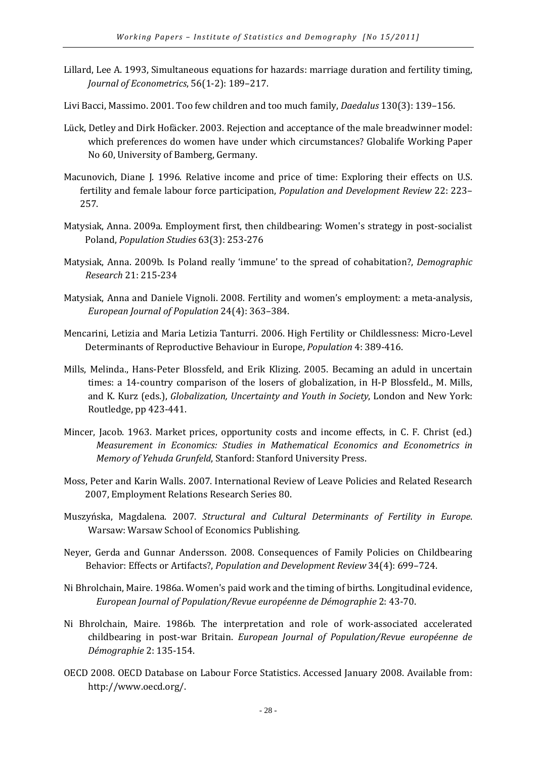Lillard, Lee A. 1993, Simultaneous equations for hazards: marriage duration and fertility timing, *Journal of Econometrics*, 56(1-2): 189–217.

Livi Bacci, Massimo. 2001. Too few children and too much family, *Daedalus* 130(3): 139–156.

Lück, Detley and Dirk Hofäcker. 2003. Rejection and acceptance of the male breadwinner model: which preferences do women have under which circumstances? Globalife Working Paper No 60, University of Bamberg, Germany.

Macunovich, Diane J. 1996. Relative income and price of time: Exploring their effects on U.S. fertility and female labour force participation, *Population and Development Review* 22: 223–257.

Matysiak, Anna. 2009a. Employment first, then childbearing: Women's strategy in post-socialist Poland, *Population Studies* 63(3): 253-276

Matysiak, Anna. 2009b. Is Poland really 'immune' to the spread of cohabitation?, *Demographic Research* 21: 215-234

Matysiak, Anna and Daniele Vignoli. 2008. Fertility and women's employment: a meta-analysis, *European Journal of Population* 24(4): 363–384.

Mencarini, Letizia and Maria Letizia Tanturri. 2006. High Fertility or Childlessness: Micro-Level Determinants of Reproductive Behaviour in Europe, *Population* 4: 389-416.

Mills, Melinda., Hans-Peter Blossfeld, and Erik Klizing. 2005. Becaming an aduld in uncertain times: a 14-country comparison of the losers of globalization, in H-P Blossfeld., M. Mills, and K. Kurz (eds.), *Globalization, Uncertainty and Youth in Society*, London and New York: Routledge, pp 423-441.

Mincer, Jacob. 1963. Market prices, opportunity costs and income effects, in C. F. Christ (ed.) *Measurement in Economics: Studies in Mathematical Economics and Econometrics in Memory of Yehuda Grunfeld*, Stanford: Stanford University Press.

Moss, Peter and Karin Walls. 2007. International Review of Leave Policies and Related Research 2007, Employment Relations Research Series 80.

Muszyńska, Magdalena. 2007. *Structural and Cultural Determinants of Fertility in Europe*. Warsaw: Warsaw School of Economics Publishing.

Neyer, Gerda and Gunnar Andersson. 2008. Consequences of Family Policies on Childbearing Behavior: Effects or Artifacts?, *Population and Development Review* 34(4): 699–724.

Ni Bhrolchain, Maire. 1986a. Women's paid work and the timing of births. Longitudinal evidence, *European Journal of Population/Revue européenne de Démographie* 2: 43-70.

Ni Bhrolchain, Maire. 1986b. The interpretation and role of work-associated accelerated childbearing in post-war Britain. *European Journal of Population/Revue européenne de Démographie* 2: 135-154.

OECD 2008. OECD Database on Labour Force Statistics. Accessed January 2008. Available from: http://www.oecd.org/.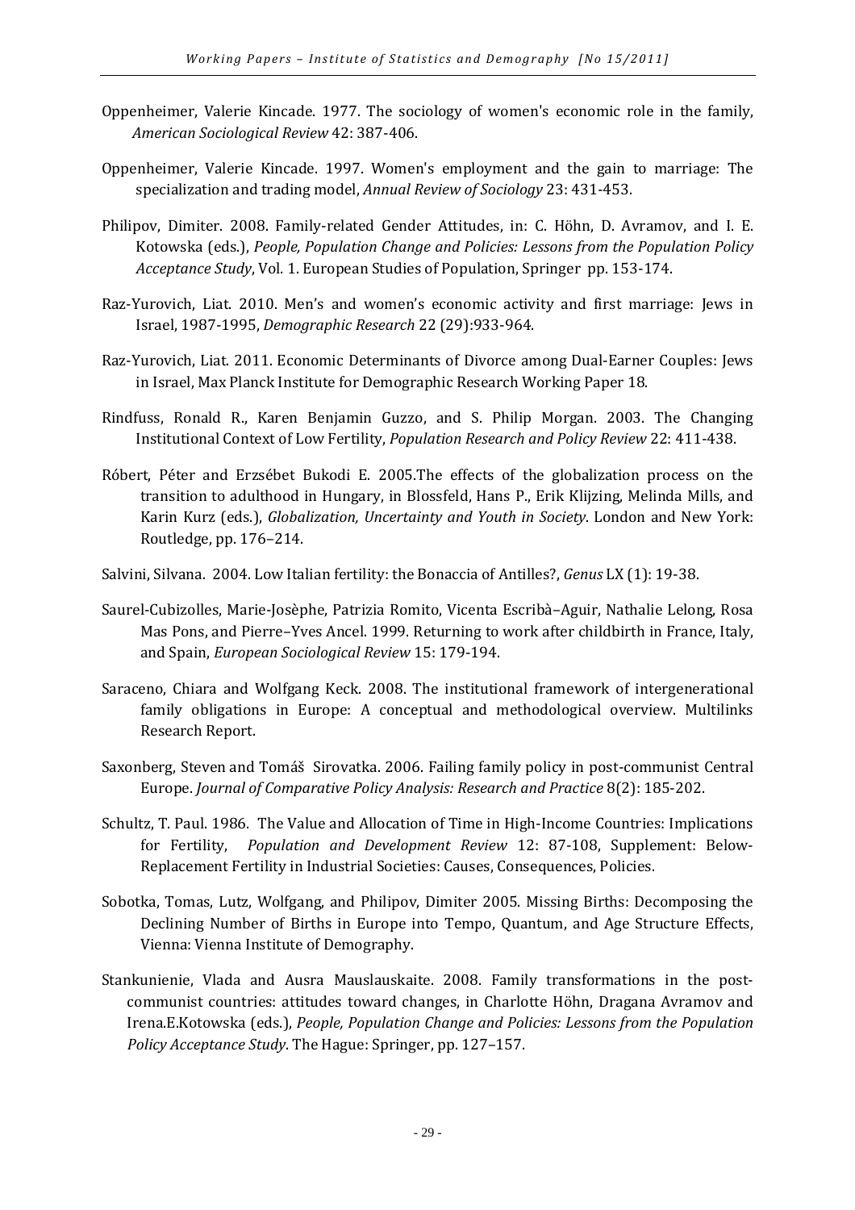Oppenheimer, Valerie Kincade. 1977. The sociology of women's economic role in the family, *American Sociological Review* 42: 387-406.

Oppenheimer, Valerie Kincade. 1997. Women's employment and the gain to marriage: The specialization and trading model, *Annual Review of Sociology* 23: 431-453.

Philipov, Dimiter. 2008. Family-related Gender Attitudes, in: C. Höhn, D. Avramov, and I. E. Kotowska (eds.), *People, Population Change and Policies: Lessons from the Population Policy Acceptance Study*, Vol. 1. European Studies of Population, Springer pp. 153-174.

Raz-Yurovich, Liat. 2010. Men's and women's economic activity and first marriage: Jews in Israel, 1987-1995, *Demographic Research* 22 (29):933-964.

Raz-Yurovich, Liat. 2011. Economic Determinants of Divorce among Dual-Earner Couples: Jews in Israel, Max Planck Institute for Demographic Research Working Paper 18.

Rindfuss, Ronald R., Karen Benjamin Guzzo, and S. Philip Morgan. 2003. The Changing Institutional Context of Low Fertility, *Population Research and Policy Review* 22: 411-438.

Róbert, Péter and Erzsébet Bukodi E. 2005.The effects of the globalization process on the transition to adulthood in Hungary, in Blossfeld, Hans P., Erik Klijzing, Melinda Mills, and Karin Kurz (eds.), *Globalization, Uncertainty and Youth in Society*. London and New York: Routledge, pp. 176–214.

Salvini, Silvana. 2004. Low Italian fertility: the Bonaccia of Antilles?, *Genus* LX (1): 19-38.

Saurel-Cubizolles, Marie-Josèphe, Patrizia Romito, Vicenta Escribà–Aguir, Nathalie Lelong, Rosa Mas Pons, and Pierre–Yves Ancel. 1999. Returning to work after childbirth in France, Italy, and Spain, *European Sociological Review* 15: 179-194.

Saraceno, Chiara and Wolfgang Keck. 2008. The institutional framework of intergenerational family obligations in Europe: A conceptual and methodological overview. Multilinks Research Report.

Saxonberg, Steven and Tomáš Sirovatka. 2006. Failing family policy in post-communist Central Europe. *Journal of Comparative Policy Analysis: Research and Practice* 8(2): 185-202.

Schultz, T. Paul. 1986. The Value and Allocation of Time in High-Income Countries: Implications for Fertility, *Population and Development Review* 12: 87-108, Supplement: Below-Replacement Fertility in Industrial Societies: Causes, Consequences, Policies.

Sobotka, Tomas, Lutz, Wolfgang, and Philipov, Dimiter 2005. Missing Births: Decomposing the Declining Number of Births in Europe into Tempo, Quantum, and Age Structure Effects, Vienna: Vienna Institute of Demography.

Stankunienie, Vlada and Ausra Mauslauskaite. 2008. Family transformations in the post-communist countries: attitudes toward changes, in Charlotte Höhn, Dragana Avramov and Irena.E.Kotowska (eds.), *People, Population Change and Policies: Lessons from the Population Policy Acceptance Study*. The Hague: Springer, pp. 127–157.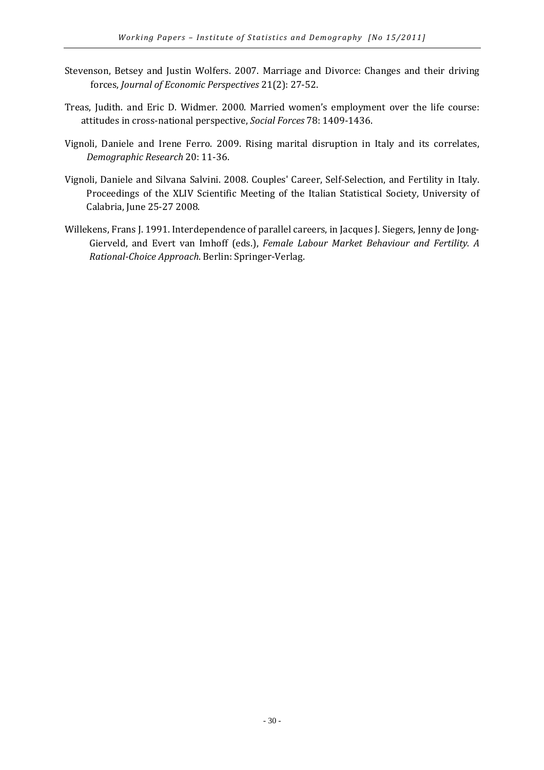Stevenson, Betsey and Justin Wolfers. 2007. Marriage and Divorce: Changes and their driving forces, *Journal of Economic Perspectives* 21(2): 27-52.

Treas, Judith. and Eric D. Widmer. 2000. Married women's employment over the life course: attitudes in cross-national perspective, *Social Forces* 78: 1409-1436.

Vignoli, Daniele and Irene Ferro. 2009. Rising marital disruption in Italy and its correlates, *Demographic Research* 20: 11-36.

Vignoli, Daniele and Silvana Salvini. 2008. Couples' Career, Self-Selection, and Fertility in Italy. Proceedings of the XLIV Scientific Meeting of the Italian Statistical Society, University of Calabria, June 25-27 2008.

Willekens, Frans J. 1991. Interdependence of parallel careers, in Jacques J. Siegers, Jenny de Jong-Gierveld, and Evert van Imhoff (eds.), *Female Labour Market Behaviour and Fertility. A Rational-Choice Approach*. Berlin: Springer-Verlag.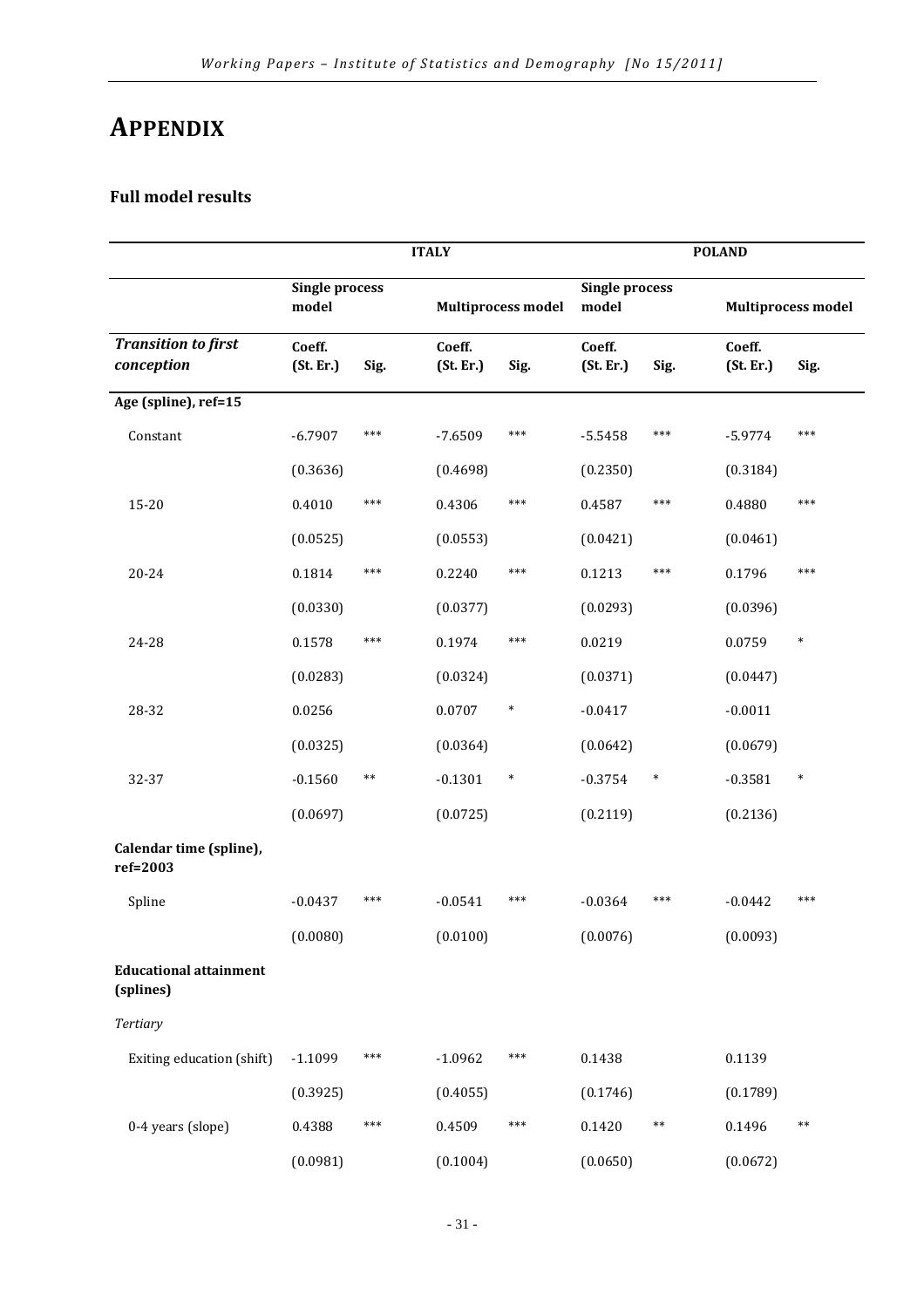# APPENDIX

### Full model results

| | ITALY | | | | POLAND | | | |
|---|---|---|---|---|---|---|---|---|
| | Single process model | | Multiprocess model | | Single process model | | Multiprocess model | |
| ***Transition to first conception*** | Coeff. (St. Er.) | Sig. | Coeff. (St. Er.) | Sig. | Coeff. (St. Er.) | Sig. | Coeff. (St. Er.) | Sig. |
| **Age (spline), ref=15** | | | | | | | | |
| Constant | -6.7907 | *** | -7.6509 | *** | -5.5458 | *** | -5.9774 | *** |
| | (0.3636) | | (0.4698) | | (0.2350) | | (0.3184) | |
| 15-20 | 0.4010 | *** | 0.4306 | *** | 0.4587 | *** | 0.4880 | *** |
| | (0.0525) | | (0.0553) | | (0.0421) | | (0.0461) | |
| 20-24 | 0.1814 | *** | 0.2240 | *** | 0.1213 | *** | 0.1796 | *** |
| | (0.0330) | | (0.0377) | | (0.0293) | | (0.0396) | |
| 24-28 | 0.1578 | *** | 0.1974 | *** | 0.0219 | | 0.0759 | * |
| | (0.0283) | | (0.0324) | | (0.0371) | | (0.0447) | |
| 28-32 | 0.0256 | | 0.0707 | * | -0.0417 | | -0.0011 | |
| | (0.0325) | | (0.0364) | | (0.0642) | | (0.0679) | |
| 32-37 | -0.1560 | ** | -0.1301 | * | -0.3754 | * | -0.3581 | * |
| | (0.0697) | | (0.0725) | | (0.2119) | | (0.2136) | |
| **Calendar time (spline), ref=2003** | | | | | | | | |
| Spline | -0.0437 | *** | -0.0541 | *** | -0.0364 | *** | -0.0442 | *** |
| | (0.0080) | | (0.0100) | | (0.0076) | | (0.0093) | |
| **Educational attainment (splines)** | | | | | | | | |
| *Tertiary* | | | | | | | | |
| Exiting education (shift) | -1.1099 | *** | -1.0962 | *** | 0.1438 | | 0.1139 | |
| | (0.3925) | | (0.4055) | | (0.1746) | | (0.1789) | |
| 0-4 years (slope) | 0.4388 | *** | 0.4509 | *** | 0.1420 | ** | 0.1496 | ** |
| | (0.0981) | | (0.1004) | | (0.0650) | | (0.0672) | |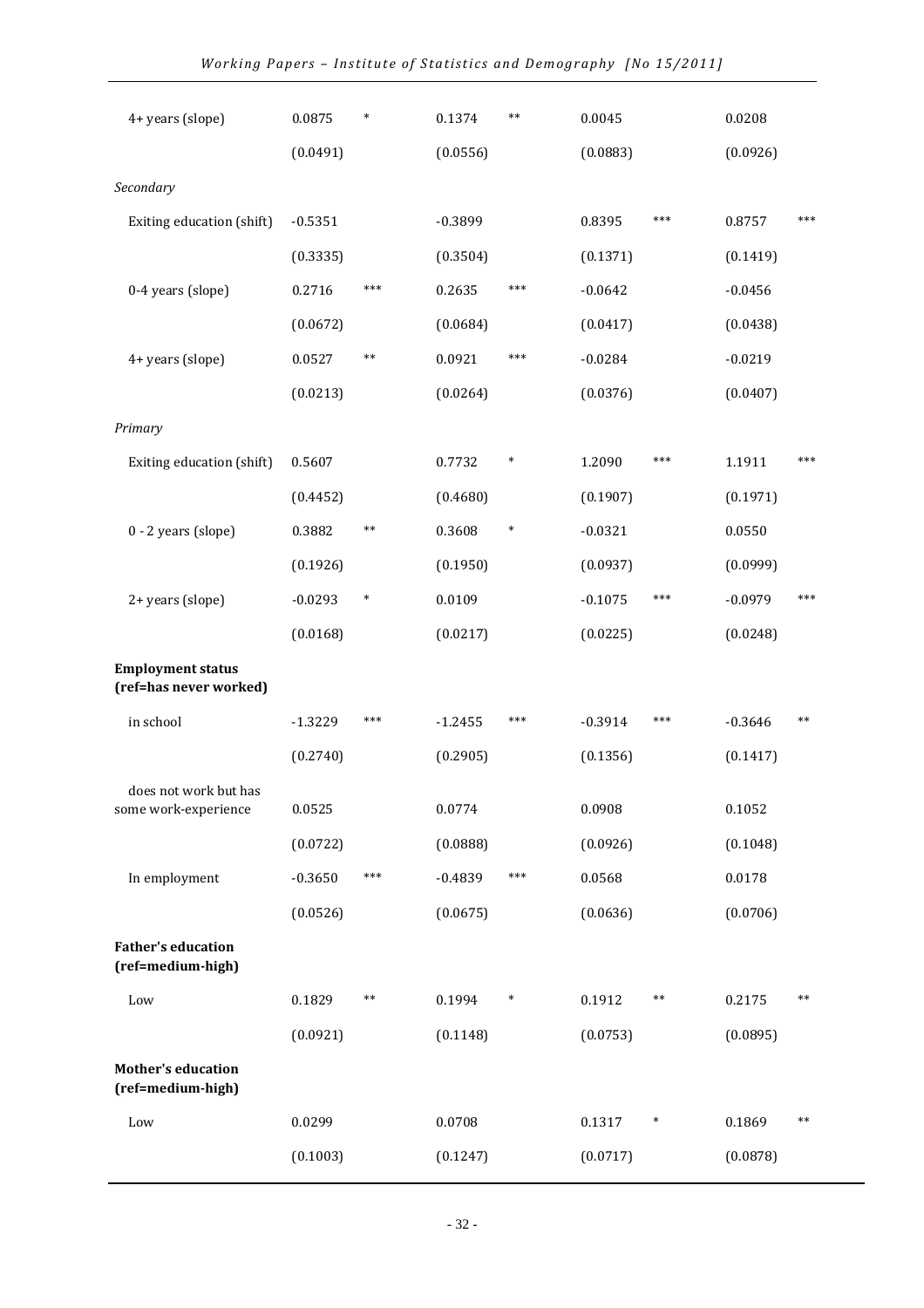| | | | | | | | | |
|---|---|---|---|---|---|---|---|---|
| 4+ years (slope) | 0.0875 | * | 0.1374 | ** | 0.0045 | | 0.0208 | |
| | (0.0491) | | (0.0556) | | (0.0883) | | (0.0926) | |
| *Secondary* | | | | | | | | |
| Exiting education (shift) | -0.5351 | | -0.3899 | | 0.8395 | *** | 0.8757 | *** |
| | (0.3335) | | (0.3504) | | (0.1371) | | (0.1419) | |
| 0-4 years (slope) | 0.2716 | *** | 0.2635 | *** | -0.0642 | | -0.0456 | |
| | (0.0672) | | (0.0684) | | (0.0417) | | (0.0438) | |
| 4+ years (slope) | 0.0527 | ** | 0.0921 | *** | -0.0284 | | -0.0219 | |
| | (0.0213) | | (0.0264) | | (0.0376) | | (0.0407) | |
| *Primary* | | | | | | | | |
| Exiting education (shift) | 0.5607 | | 0.7732 | * | 1.2090 | *** | 1.1911 | *** |
| | (0.4452) | | (0.4680) | | (0.1907) | | (0.1971) | |
| 0 - 2 years (slope) | 0.3882 | ** | 0.3608 | * | -0.0321 | | 0.0550 | |
| | (0.1926) | | (0.1950) | | (0.0937) | | (0.0999) | |
| 2+ years (slope) | -0.0293 | * | 0.0109 | | -0.1075 | *** | -0.0979 | *** |
| | (0.0168) | | (0.0217) | | (0.0225) | | (0.0248) | |
| **Employment status (ref=has never worked)** | | | | | | | | |
| in school | -1.3229 | *** | -1.2455 | *** | -0.3914 | *** | -0.3646 | ** |
| | (0.2740) | | (0.2905) | | (0.1356) | | (0.1417) | |
| does not work but has some work-experience | 0.0525 | | 0.0774 | | 0.0908 | | 0.1052 | |
| | (0.0722) | | (0.0888) | | (0.0926) | | (0.1048) | |
| In employment | -0.3650 | *** | -0.4839 | *** | 0.0568 | | 0.0178 | |
| | (0.0526) | | (0.0675) | | (0.0636) | | (0.0706) | |
| **Father's education (ref=medium-high)** | | | | | | | | |
| Low | 0.1829 | ** | 0.1994 | * | 0.1912 | ** | 0.2175 | ** |
| | (0.0921) | | (0.1148) | | (0.0753) | | (0.0895) | |
| **Mother's education (ref=medium-high)** | | | | | | | | |
| Low | 0.0299 | | 0.0708 | | 0.1317 | * | 0.1869 | ** |
| | (0.1003) | | (0.1247) | | (0.0717) | | (0.0878) | |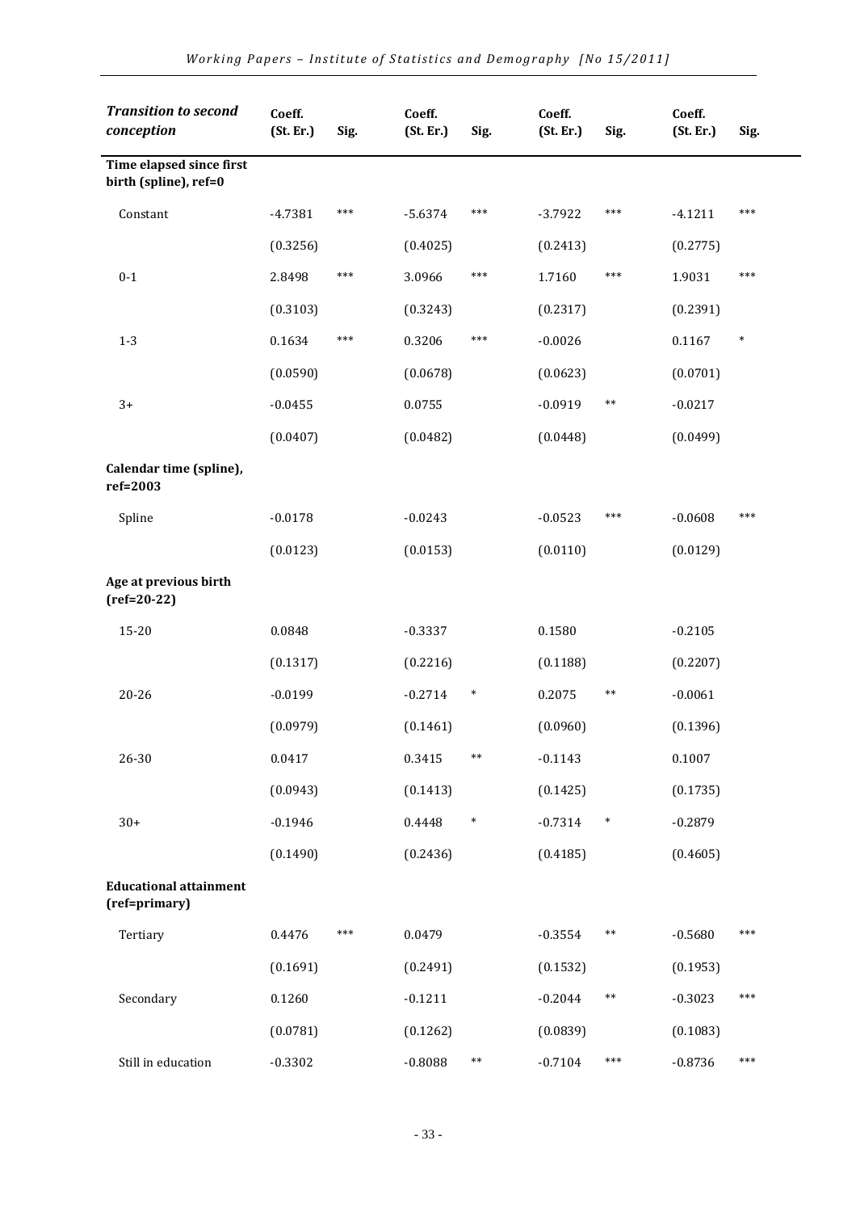| *Transition to second conception* | Coeff. (St. Er.) | Sig. | Coeff. (St. Er.) | Sig. | Coeff. (St. Er.) | Sig. | Coeff. (St. Er.) | Sig. |
|---|---|---|---|---|---|---|---|---|
| **Time elapsed since first birth (spline), ref=0** | | | | | | | | |
| Constant | -4.7381 | *** | -5.6374 | *** | -3.7922 | *** | -4.1211 | *** |
| | (0.3256) | | (0.4025) | | (0.2413) | | (0.2775) | |
| 0-1 | 2.8498 | *** | 3.0966 | *** | 1.7160 | *** | 1.9031 | *** |
| | (0.3103) | | (0.3243) | | (0.2317) | | (0.2391) | |
| 1-3 | 0.1634 | *** | 0.3206 | *** | -0.0026 | | 0.1167 | * |
| | (0.0590) | | (0.0678) | | (0.0623) | | (0.0701) | |
| 3+ | -0.0455 | | 0.0755 | | -0.0919 | ** | -0.0217 | |
| | (0.0407) | | (0.0482) | | (0.0448) | | (0.0499) | |
| **Calendar time (spline), ref=2003** | | | | | | | | |
| Spline | -0.0178 | | -0.0243 | | -0.0523 | *** | -0.0608 | *** |
| | (0.0123) | | (0.0153) | | (0.0110) | | (0.0129) | |
| **Age at previous birth (ref=20-22)** | | | | | | | | |
| 15-20 | 0.0848 | | -0.3337 | | 0.1580 | | -0.2105 | |
| | (0.1317) | | (0.2216) | | (0.1188) | | (0.2207) | |
| 20-26 | -0.0199 | | -0.2714 | * | 0.2075 | ** | -0.0061 | |
| | (0.0979) | | (0.1461) | | (0.0960) | | (0.1396) | |
| 26-30 | 0.0417 | | 0.3415 | ** | -0.1143 | | 0.1007 | |
| | (0.0943) | | (0.1413) | | (0.1425) | | (0.1735) | |
| 30+ | -0.1946 | | 0.4448 | * | -0.7314 | * | -0.2879 | |
| | (0.1490) | | (0.2436) | | (0.4185) | | (0.4605) | |
| **Educational attainment (ref=primary)** | | | | | | | | |
| Tertiary | 0.4476 | *** | 0.0479 | | -0.3554 | ** | -0.5680 | *** |
| | (0.1691) | | (0.2491) | | (0.1532) | | (0.1953) | |
| Secondary | 0.1260 | | -0.1211 | | -0.2044 | ** | -0.3023 | *** |
| | (0.0781) | | (0.1262) | | (0.0839) | | (0.1083) | |
| Still in education | -0.3302 | | -0.8088 | ** | -0.7104 | *** | -0.8736 | *** |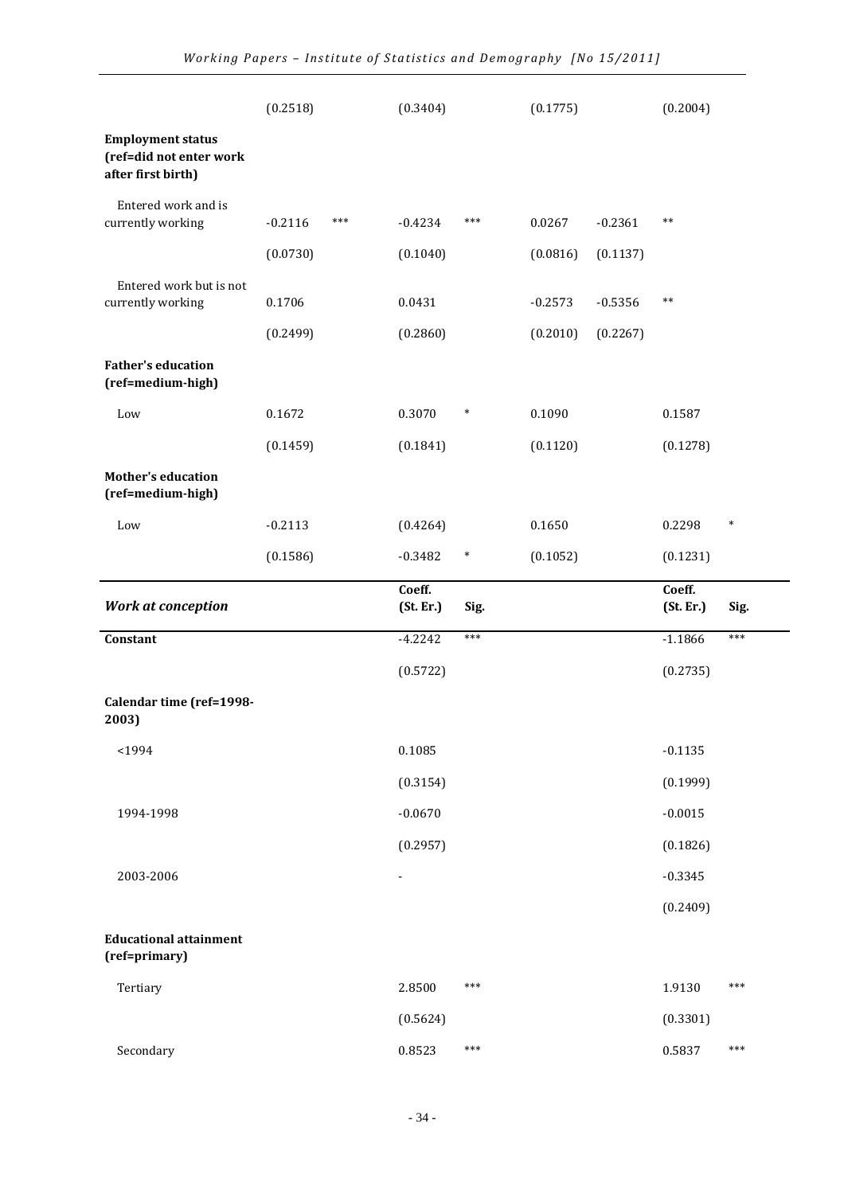| | | | | | | | | |
|---|---|---|---|---|---|---|---|---|
| | (0.2518) | | (0.3404) | | (0.1775) | | (0.2004) | |
| **Employment status (ref=did not enter work after first birth)** | | | | | | | | |
| Entered work and is currently working | -0.2116 | *** | -0.4234 | *** | 0.0267 | -0.2361 | ** | |
| | (0.0730) | | (0.1040) | | (0.0816) | (0.1137) | | |
| Entered work but is not currently working | 0.1706 | | 0.0431 | | -0.2573 | -0.5356 | ** | |
| | (0.2499) | | (0.2860) | | (0.2010) | (0.2267) | | |
| **Father's education (ref=medium-high)** | | | | | | | | |
| Low | 0.1672 | | 0.3070 | * | 0.1090 | | 0.1587 | |
| | (0.1459) | | (0.1841) | | (0.1120) | | (0.1278) | |
| **Mother's education (ref=medium-high)** | | | | | | | | |
| Low | -0.2113 | | (0.4264) | | 0.1650 | | 0.2298 | * |
| | (0.1586) | | -0.3482 | * | (0.1052) | | (0.1231) | |

| ***Work at conception*** | Coeff. (St. Er.) | Sig. | Coeff. (St. Er.) | Sig. |
|---|---|---|---|---|
| **Constant** | -4.2242 | *** | -1.1866 | *** |
| | (0.5722) | | (0.2735) | |
| **Calendar time (ref=1998-2003)** | | | | |
| <1994 | 0.1085 | | -0.1135 | |
| | (0.3154) | | (0.1999) | |
| 1994-1998 | -0.0670 | | -0.0015 | |
| | (0.2957) | | (0.1826) | |
| 2003-2006 | - | | -0.3345 | |
| | | | (0.2409) | |
| **Educational attainment (ref=primary)** | | | | |
| Tertiary | 2.8500 | *** | 1.9130 | *** |
| | (0.5624) | | (0.3301) | |
| Secondary | 0.8523 | *** | 0.5837 | *** |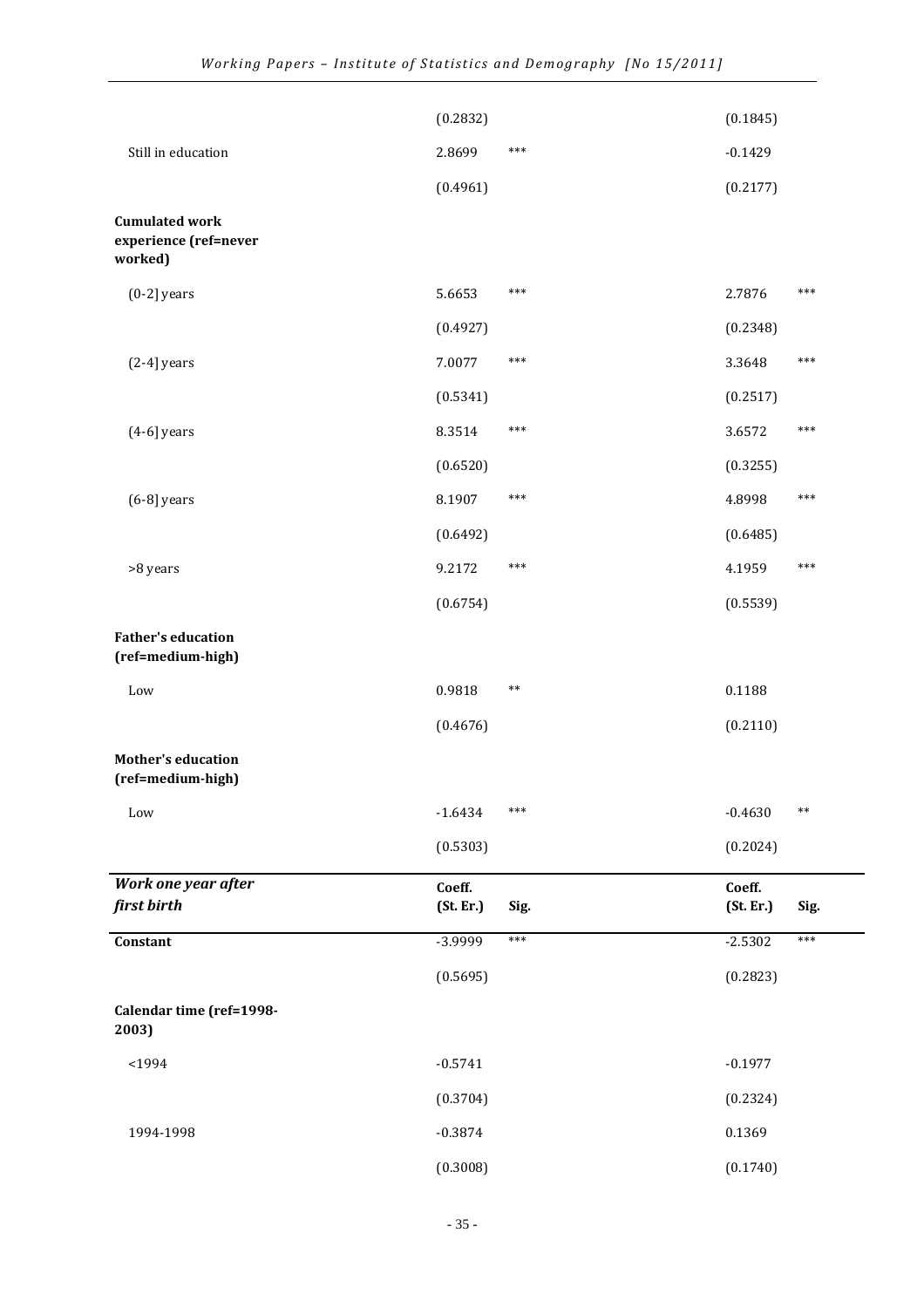| | | | | |
|---|---|---|---|---|
| | (0.2832) | | (0.1845) | |
| Still in education | 2.8699 | *** | -0.1429 | |
| | (0.4961) | | (0.2177) | |
| **Cumulated work experience (ref=never worked)** | | | | |
| (0-2] years | 5.6653 | *** | 2.7876 | *** |
| | (0.4927) | | (0.2348) | |
| (2-4] years | 7.0077 | *** | 3.3648 | *** |
| | (0.5341) | | (0.2517) | |
| (4-6] years | 8.3514 | *** | 3.6572 | *** |
| | (0.6520) | | (0.3255) | |
| (6-8] years | 8.1907 | *** | 4.8998 | *** |
| | (0.6492) | | (0.6485) | |
| >8 years | 9.2172 | *** | 4.1959 | *** |
| | (0.6754) | | (0.5539) | |
| **Father's education (ref=medium-high)** | | | | |
| Low | 0.9818 | ** | 0.1188 | |
| | (0.4676) | | (0.2110) | |
| **Mother's education (ref=medium-high)** | | | | |
| Low | -1.6434 | *** | -0.4630 | ** |
| | (0.5303) | | (0.2024) | |

| ***Work one year after first birth*** | **Coeff. (St. Er.)** | **Sig.** | **Coeff. (St. Er.)** | **Sig.** |
|---|---|---|---|---|
| **Constant** | -3.9999 | *** | -2.5302 | *** |
| | (0.5695) | | (0.2823) | |
| **Calendar time (ref=1998-2003)** | | | | |
| <1994 | -0.5741 | | -0.1977 | |
| | (0.3704) | | (0.2324) | |
| 1994-1998 | -0.3874 | | 0.1369 | |
| | (0.3008) | | (0.1740) | |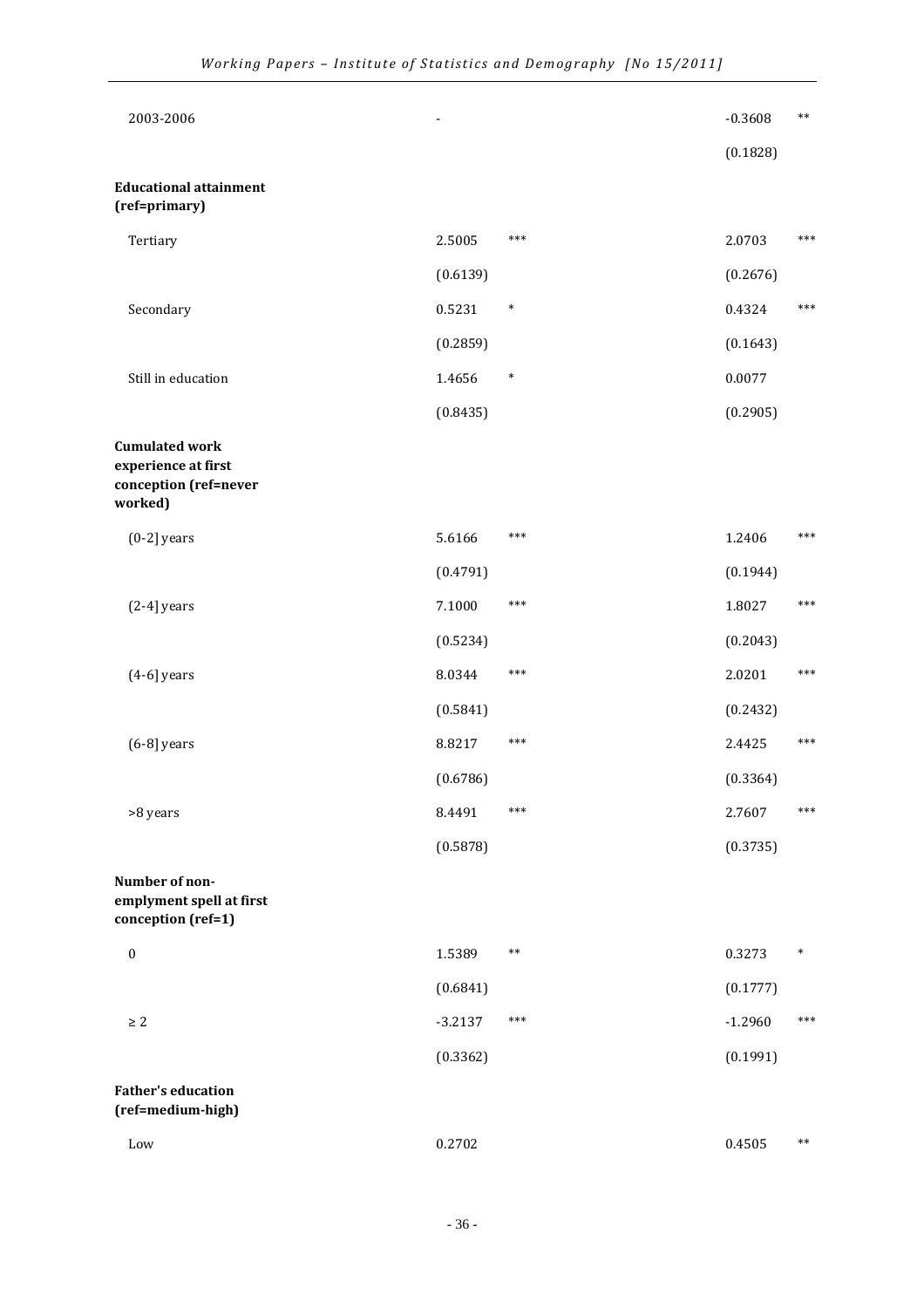| | | | | |
|---|---|---|---|---|
| 2003-2006 | - | | -0.3608 | ** |
| | | | (0.1828) | |
| **Educational attainment (ref=primary)** | | | | |
| Tertiary | 2.5005 | *** | 2.0703 | *** |
| | (0.6139) | | (0.2676) | |
| Secondary | 0.5231 | * | 0.4324 | *** |
| | (0.2859) | | (0.1643) | |
| Still in education | 1.4656 | * | 0.0077 | |
| | (0.8435) | | (0.2905) | |
| **Cumulated work experience at first conception (ref=never worked)** | | | | |
| (0-2] years | 5.6166 | *** | 1.2406 | *** |
| | (0.4791) | | (0.1944) | |
| (2-4] years | 7.1000 | *** | 1.8027 | *** |
| | (0.5234) | | (0.2043) | |
| (4-6] years | 8.0344 | *** | 2.0201 | *** |
| | (0.5841) | | (0.2432) | |
| (6-8] years | 8.8217 | *** | 2.4425 | *** |
| | (0.6786) | | (0.3364) | |
| >8 years | 8.4491 | *** | 2.7607 | *** |
| | (0.5878) | | (0.3735) | |
| **Number of non-emplyment spell at first conception (ref=1)** | | | | |
| 0 | 1.5389 | ** | 0.3273 | * |
| | (0.6841) | | (0.1777) | |
| ≥ 2 | -3.2137 | *** | -1.2960 | *** |
| | (0.3362) | | (0.1991) | |
| **Father's education (ref=medium-high)** | | | | |
| Low | 0.2702 | | 0.4505 | ** |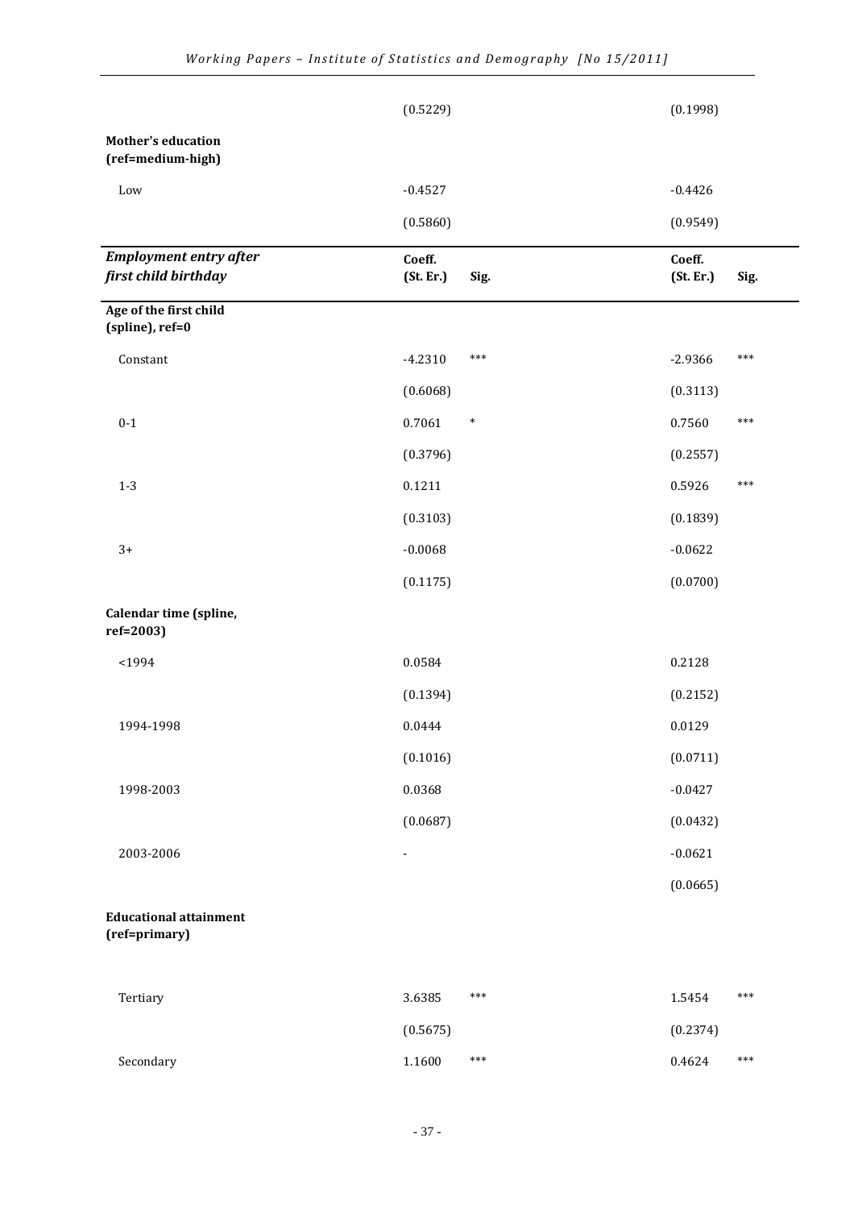| | | | | |
|---|---|---|---|---|
| | (0.5229) | | (0.1998) | |
| **Mother's education (ref=medium-high)** | | | | |
| Low | -0.4527 | | -0.4426 | |
| | (0.5860) | | (0.9549) | |
| ***Employment entry after first child birthday*** | **Coeff. (St. Er.)** | **Sig.** | **Coeff. (St. Er.)** | **Sig.** |
| **Age of the first child (spline), ref=0** | | | | |
| Constant | -4.2310 | *** | -2.9366 | *** |
| | (0.6068) | | (0.3113) | |
| 0-1 | 0.7061 | * | 0.7560 | *** |
| | (0.3796) | | (0.2557) | |
| 1-3 | 0.1211 | | 0.5926 | *** |
| | (0.3103) | | (0.1839) | |
| 3+ | -0.0068 | | -0.0622 | |
| | (0.1175) | | (0.0700) | |
| **Calendar time (spline, ref=2003)** | | | | |
| <1994 | 0.0584 | | 0.2128 | |
| | (0.1394) | | (0.2152) | |
| 1994-1998 | 0.0444 | | 0.0129 | |
| | (0.1016) | | (0.0711) | |
| 1998-2003 | 0.0368 | | -0.0427 | |
| | (0.0687) | | (0.0432) | |
| 2003-2006 | - | | -0.0621 | |
| | | | (0.0665) | |
| **Educational attainment (ref=primary)** | | | | |
| Tertiary | 3.6385 | *** | 1.5454 | *** |
| | (0.5675) | | (0.2374) | |
| Secondary | 1.1600 | *** | 0.4624 | *** |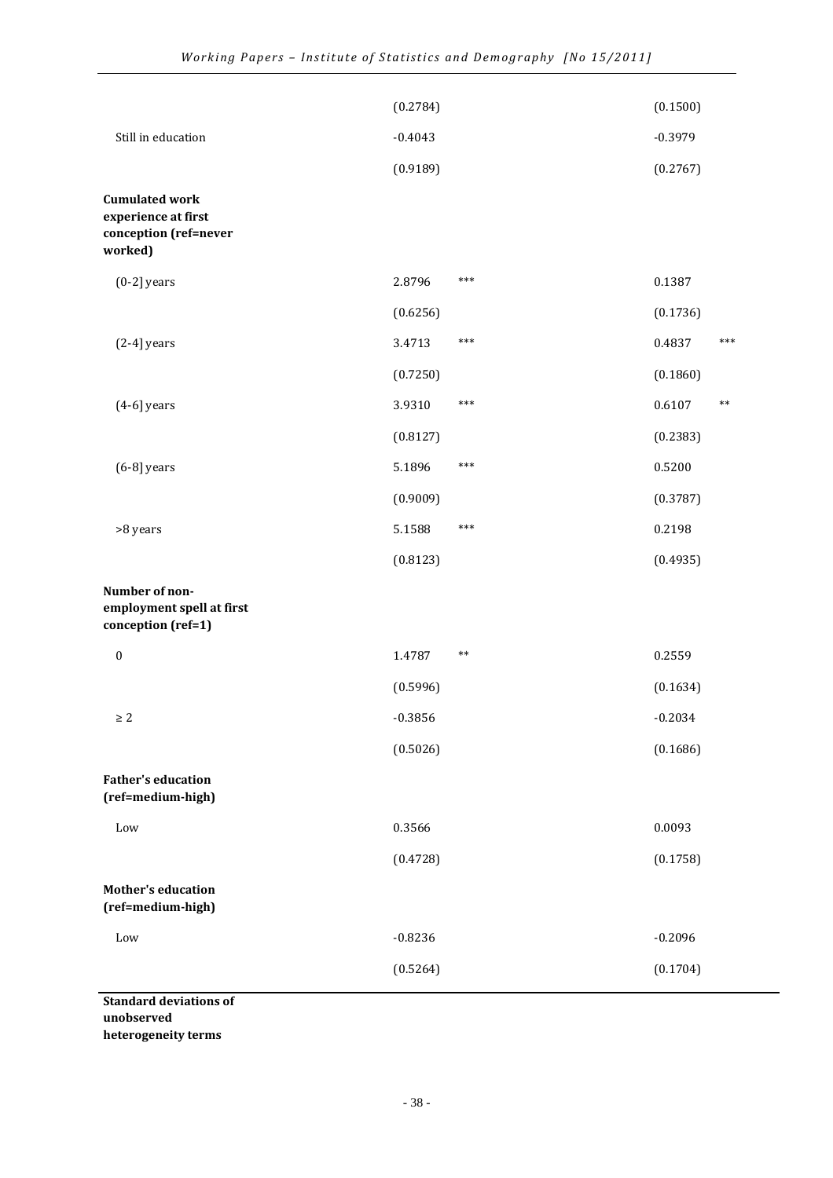| | | | | |
|---|---|---|---|---|
| | (0.2784) | | (0.1500) | |
| Still in education | -0.4043 | | -0.3979 | |
| | (0.9189) | | (0.2767) | |
| **Cumulated work experience at first conception (ref=never worked)** | | | | |
| (0-2] years | 2.8796 | *** | 0.1387 | |
| | (0.6256) | | (0.1736) | |
| (2-4] years | 3.4713 | *** | 0.4837 | *** |
| | (0.7250) | | (0.1860) | |
| (4-6] years | 3.9310 | *** | 0.6107 | ** |
| | (0.8127) | | (0.2383) | |
| (6-8] years | 5.1896 | *** | 0.5200 | |
| | (0.9009) | | (0.3787) | |
| >8 years | 5.1588 | *** | 0.2198 | |
| | (0.8123) | | (0.4935) | |
| **Number of non-employment spell at first conception (ref=1)** | | | | |
| 0 | 1.4787 | ** | 0.2559 | |
| | (0.5996) | | (0.1634) | |
| ≥ 2 | -0.3856 | | -0.2034 | |
| | (0.5026) | | (0.1686) | |
| **Father's education (ref=medium-high)** | | | | |
| Low | 0.3566 | | 0.0093 | |
| | (0.4728) | | (0.1758) | |
| **Mother's education (ref=medium-high)** | | | | |
| Low | -0.8236 | | -0.2096 | |
| | (0.5264) | | (0.1704) | |
| **Standard deviations of unobserved heterogeneity terms** | | | | |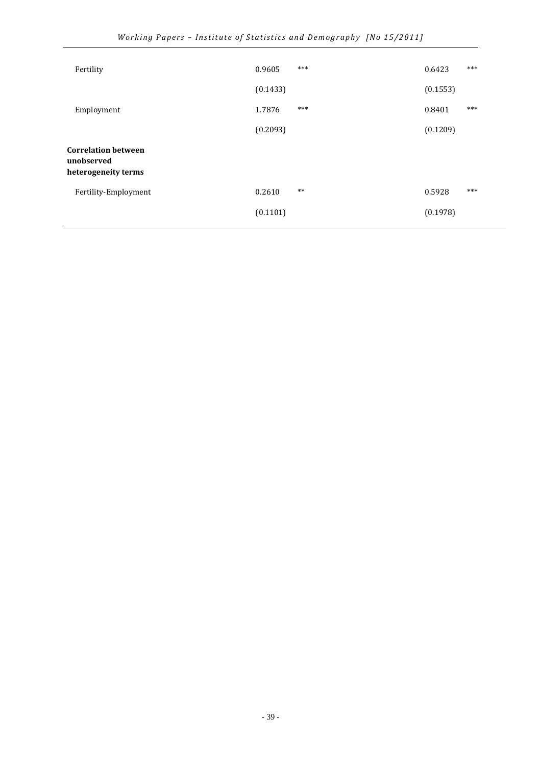| | | | | |
|---|---|---|---|---|
| Fertility | 0.9605 | *** | 0.6423 | *** |
| | (0.1433) | | (0.1553) | |
| Employment | 1.7876 | *** | 0.8401 | *** |
| | (0.2093) | | (0.1209) | |
| **Correlation between unobserved heterogeneity terms** | | | | |
| Fertility-Employment | 0.2610 | ** | 0.5928 | *** |
| | (0.1101) | | (0.1978) | |